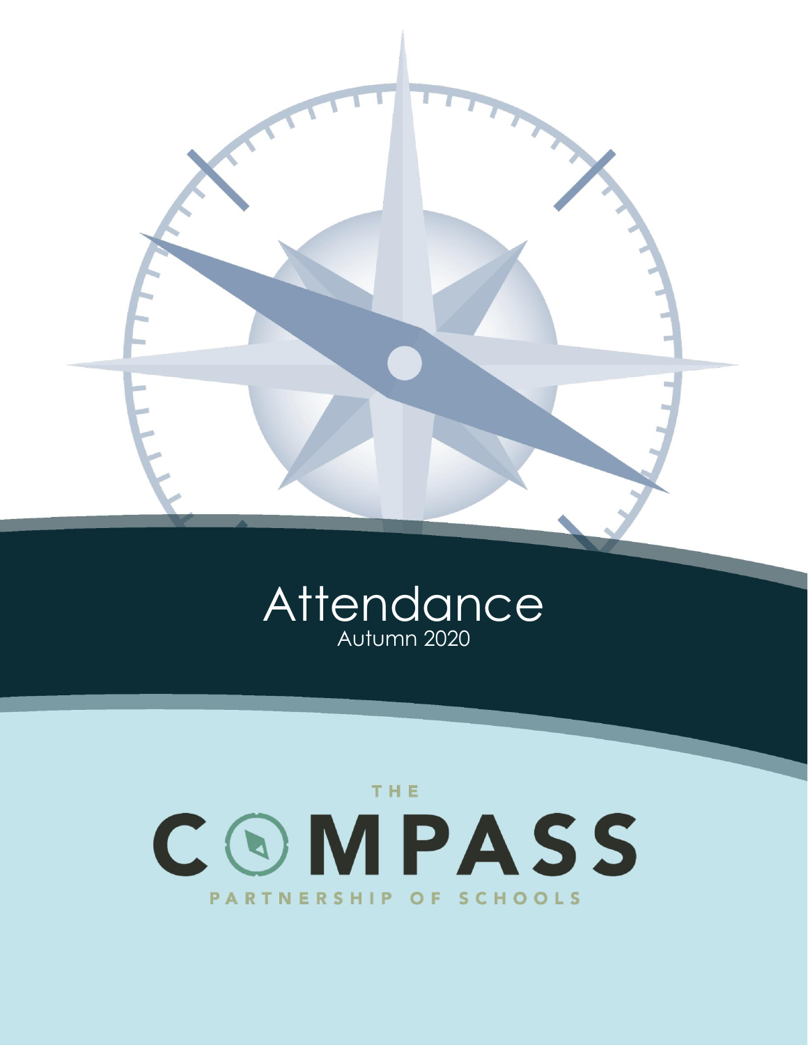# Attendance

Autumn 2020

THE COMPASS PARTNERSHIP OF SCHOOLS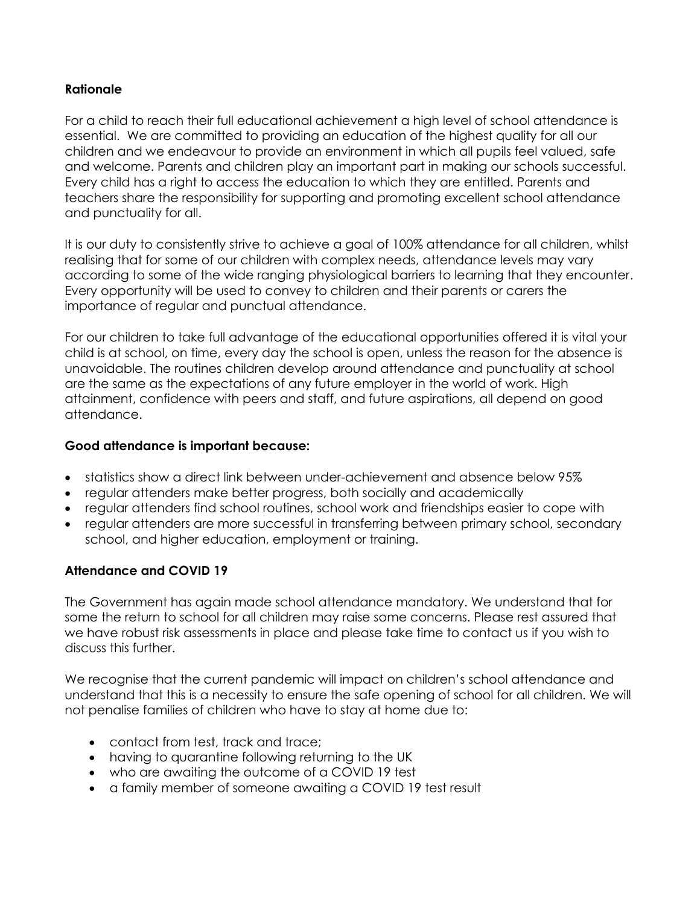**Rationale**

For a child to reach their full educational achievement a high level of school attendance is essential. We are committed to providing an education of the highest quality for all our children and we endeavour to provide an environment in which all pupils feel valued, safe and welcome. Parents and children play an important part in making our schools successful. Every child has a right to access the education to which they are entitled. Parents and teachers share the responsibility for supporting and promoting excellent school attendance and punctuality for all.

It is our duty to consistently strive to achieve a goal of 100% attendance for all children, whilst realising that for some of our children with complex needs, attendance levels may vary according to some of the wide ranging physiological barriers to learning that they encounter. Every opportunity will be used to convey to children and their parents or carers the importance of regular and punctual attendance.

For our children to take full advantage of the educational opportunities offered it is vital your child is at school, on time, every day the school is open, unless the reason for the absence is unavoidable. The routines children develop around attendance and punctuality at school are the same as the expectations of any future employer in the world of work. High attainment, confidence with peers and staff, and future aspirations, all depend on good attendance.

**Good attendance is important because:**

- statistics show a direct link between under-achievement and absence below 95%
- regular attenders make better progress, both socially and academically
- regular attenders find school routines, school work and friendships easier to cope with
- regular attenders are more successful in transferring between primary school, secondary school, and higher education, employment or training.

**Attendance and COVID 19**

The Government has again made school attendance mandatory. We understand that for some the return to school for all children may raise some concerns. Please rest assured that we have robust risk assessments in place and please take time to contact us if you wish to discuss this further.

We recognise that the current pandemic will impact on children's school attendance and understand that this is a necessity to ensure the safe opening of school for all children. We will not penalise families of children who have to stay at home due to:

- contact from test, track and trace;
- having to quarantine following returning to the UK
- who are awaiting the outcome of a COVID 19 test
- a family member of someone awaiting a COVID 19 test result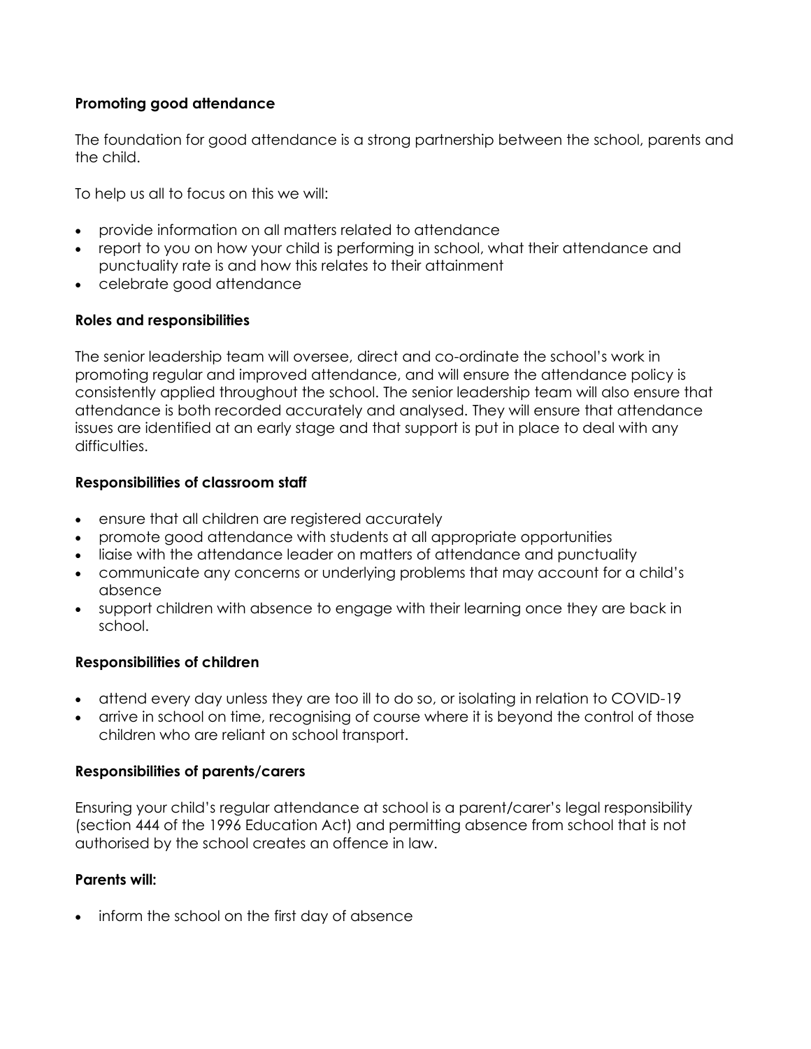**Promoting good attendance**

The foundation for good attendance is a strong partnership between the school, parents and the child.

To help us all to focus on this we will:

- provide information on all matters related to attendance
- report to you on how your child is performing in school, what their attendance and punctuality rate is and how this relates to their attainment
- celebrate good attendance

**Roles and responsibilities**

The senior leadership team will oversee, direct and co-ordinate the school's work in promoting regular and improved attendance, and will ensure the attendance policy is consistently applied throughout the school. The senior leadership team will also ensure that attendance is both recorded accurately and analysed. They will ensure that attendance issues are identified at an early stage and that support is put in place to deal with any difficulties.

**Responsibilities of classroom staff**

- ensure that all children are registered accurately
- promote good attendance with students at all appropriate opportunities
- liaise with the attendance leader on matters of attendance and punctuality
- communicate any concerns or underlying problems that may account for a child's absence
- support children with absence to engage with their learning once they are back in school.

**Responsibilities of children**

- attend every day unless they are too ill to do so, or isolating in relation to COVID-19
- arrive in school on time, recognising of course where it is beyond the control of those children who are reliant on school transport.

**Responsibilities of parents/carers**

Ensuring your child's regular attendance at school is a parent/carer's legal responsibility (section 444 of the 1996 Education Act) and permitting absence from school that is not authorised by the school creates an offence in law.

**Parents will:**

- inform the school on the first day of absence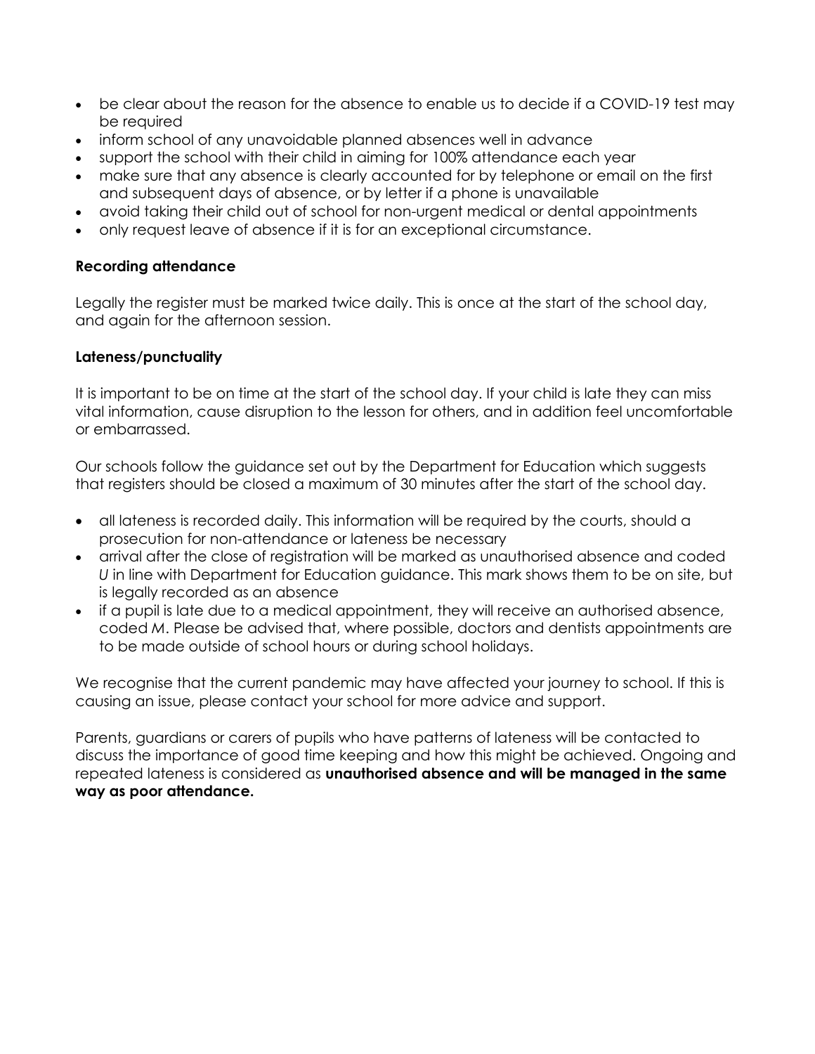- be clear about the reason for the absence to enable us to decide if a COVID-19 test may be required
- inform school of any unavoidable planned absences well in advance
- support the school with their child in aiming for 100% attendance each year
- make sure that any absence is clearly accounted for by telephone or email on the first and subsequent days of absence, or by letter if a phone is unavailable
- avoid taking their child out of school for non-urgent medical or dental appointments
- only request leave of absence if it is for an exceptional circumstance.

**Recording attendance**

Legally the register must be marked twice daily. This is once at the start of the school day, and again for the afternoon session.

**Lateness/punctuality**

It is important to be on time at the start of the school day. If your child is late they can miss vital information, cause disruption to the lesson for others, and in addition feel uncomfortable or embarrassed.

Our schools follow the guidance set out by the Department for Education which suggests that registers should be closed a maximum of 30 minutes after the start of the school day.

- all lateness is recorded daily. This information will be required by the courts, should a prosecution for non-attendance or lateness be necessary
- arrival after the close of registration will be marked as unauthorised absence and coded *U* in line with Department for Education guidance. This mark shows them to be on site, but is legally recorded as an absence
- if a pupil is late due to a medical appointment, they will receive an authorised absence, coded *M*. Please be advised that, where possible, doctors and dentists appointments are to be made outside of school hours or during school holidays.

We recognise that the current pandemic may have affected your journey to school. If this is causing an issue, please contact your school for more advice and support.

Parents, guardians or carers of pupils who have patterns of lateness will be contacted to discuss the importance of good time keeping and how this might be achieved. Ongoing and repeated lateness is considered as **unauthorised absence and will be managed in the same way as poor attendance.**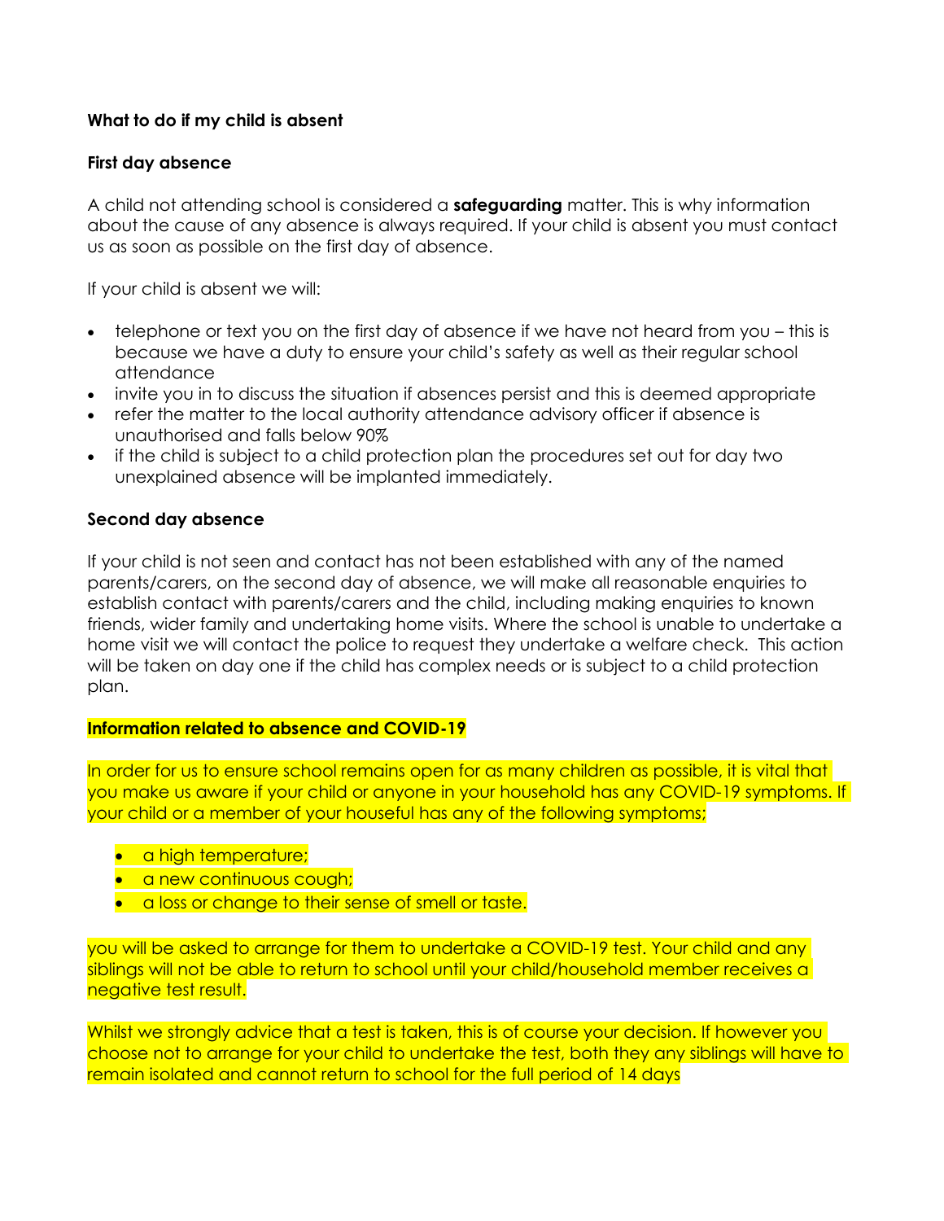**What to do if my child is absent**

**First day absence**

A child not attending school is considered a **safeguarding** matter. This is why information about the cause of any absence is always required. If your child is absent you must contact us as soon as possible on the first day of absence.

If your child is absent we will:

- telephone or text you on the first day of absence if we have not heard from you – this is because we have a duty to ensure your child's safety as well as their regular school attendance
- invite you in to discuss the situation if absences persist and this is deemed appropriate
- refer the matter to the local authority attendance advisory officer if absence is unauthorised and falls below 90%
- if the child is subject to a child protection plan the procedures set out for day two unexplained absence will be implanted immediately.

**Second day absence**

If your child is not seen and contact has not been established with any of the named parents/carers, on the second day of absence, we will make all reasonable enquiries to establish contact with parents/carers and the child, including making enquiries to known friends, wider family and undertaking home visits. Where the school is unable to undertake a home visit we will contact the police to request they undertake a welfare check. This action will be taken on day one if the child has complex needs or is subject to a child protection plan.

**Information related to absence and COVID-19**

In order for us to ensure school remains open for as many children as possible, it is vital that you make us aware if your child or anyone in your household has any COVID-19 symptoms. If your child or a member of your houseful has any of the following symptoms;

- a high temperature;
- a new continuous cough;
- a loss or change to their sense of smell or taste.

you will be asked to arrange for them to undertake a COVID-19 test. Your child and any siblings will not be able to return to school until your child/household member receives a negative test result.

Whilst we strongly advice that a test is taken, this is of course your decision. If however you choose not to arrange for your child to undertake the test, both they any siblings will have to remain isolated and cannot return to school for the full period of 14 days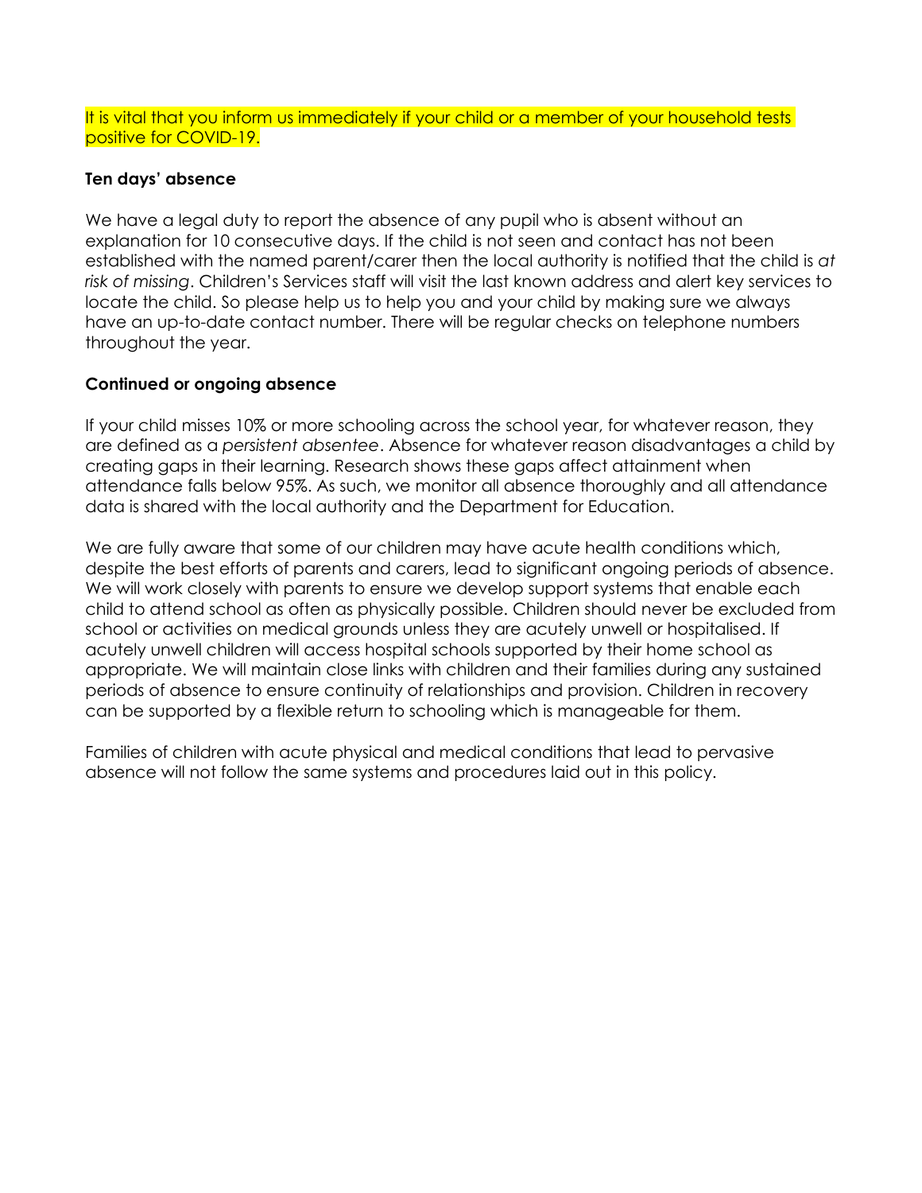It is vital that you inform us immediately if your child or a member of your household tests positive for COVID-19.

**Ten days' absence**

We have a legal duty to report the absence of any pupil who is absent without an explanation for 10 consecutive days. If the child is not seen and contact has not been established with the named parent/carer then the local authority is notified that the child is *at risk of missing*. Children's Services staff will visit the last known address and alert key services to locate the child. So please help us to help you and your child by making sure we always have an up-to-date contact number. There will be regular checks on telephone numbers throughout the year.

**Continued or ongoing absence**

If your child misses 10% or more schooling across the school year, for whatever reason, they are defined as a *persistent absentee*. Absence for whatever reason disadvantages a child by creating gaps in their learning. Research shows these gaps affect attainment when attendance falls below 95%. As such, we monitor all absence thoroughly and all attendance data is shared with the local authority and the Department for Education.

We are fully aware that some of our children may have acute health conditions which, despite the best efforts of parents and carers, lead to significant ongoing periods of absence. We will work closely with parents to ensure we develop support systems that enable each child to attend school as often as physically possible. Children should never be excluded from school or activities on medical grounds unless they are acutely unwell or hospitalised. If acutely unwell children will access hospital schools supported by their home school as appropriate. We will maintain close links with children and their families during any sustained periods of absence to ensure continuity of relationships and provision. Children in recovery can be supported by a flexible return to schooling which is manageable for them.

Families of children with acute physical and medical conditions that lead to pervasive absence will not follow the same systems and procedures laid out in this policy.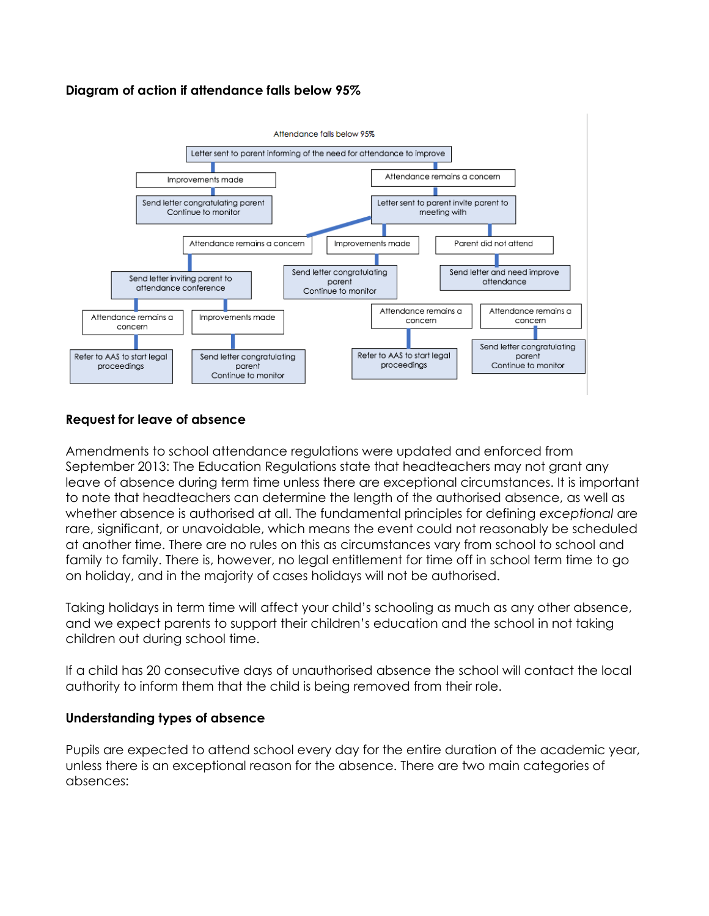**Diagram of action if attendance falls below 95%**

Attendance falls below 95%

- Letter sent to parent informing of the need for attendance to improve
  - Improvements made
    - Send letter congratulating parent. Continue to monitor
  - Attendance remains a concern
    - Letter sent to parent invite parent to meeting with
      - Attendance remains a concern
        - Send letter inviting parent to attendance conference
          - Attendance remains a concern
            - Refer to AAS to start legal proceedings
          - Improvements made
            - Send letter congratulating parent. Continue to monitor
      - Improvements made
        - Send letter congratulating parent. Continue to monitor
      - Parent did not attend
        - Send letter and need improve attendance
          - Attendance remains a concern
            - Refer to AAS to start legal proceedings
          - Attendance remains a concern
            - Send letter congratulating parent. Continue to monitor

**Request for leave of absence**

Amendments to school attendance regulations were updated and enforced from September 2013: The Education Regulations state that headteachers may not grant any leave of absence during term time unless there are exceptional circumstances. It is important to note that headteachers can determine the length of the authorised absence, as well as whether absence is authorised at all. The fundamental principles for defining *exceptional* are rare, significant, or unavoidable, which means the event could not reasonably be scheduled at another time. There are no rules on this as circumstances vary from school to school and family to family. There is, however, no legal entitlement for time off in school term time to go on holiday, and in the majority of cases holidays will not be authorised.

Taking holidays in term time will affect your child's schooling as much as any other absence, and we expect parents to support their children's education and the school in not taking children out during school time.

If a child has 20 consecutive days of unauthorised absence the school will contact the local authority to inform them that the child is being removed from their role.

**Understanding types of absence**

Pupils are expected to attend school every day for the entire duration of the academic year, unless there is an exceptional reason for the absence. There are two main categories of absences: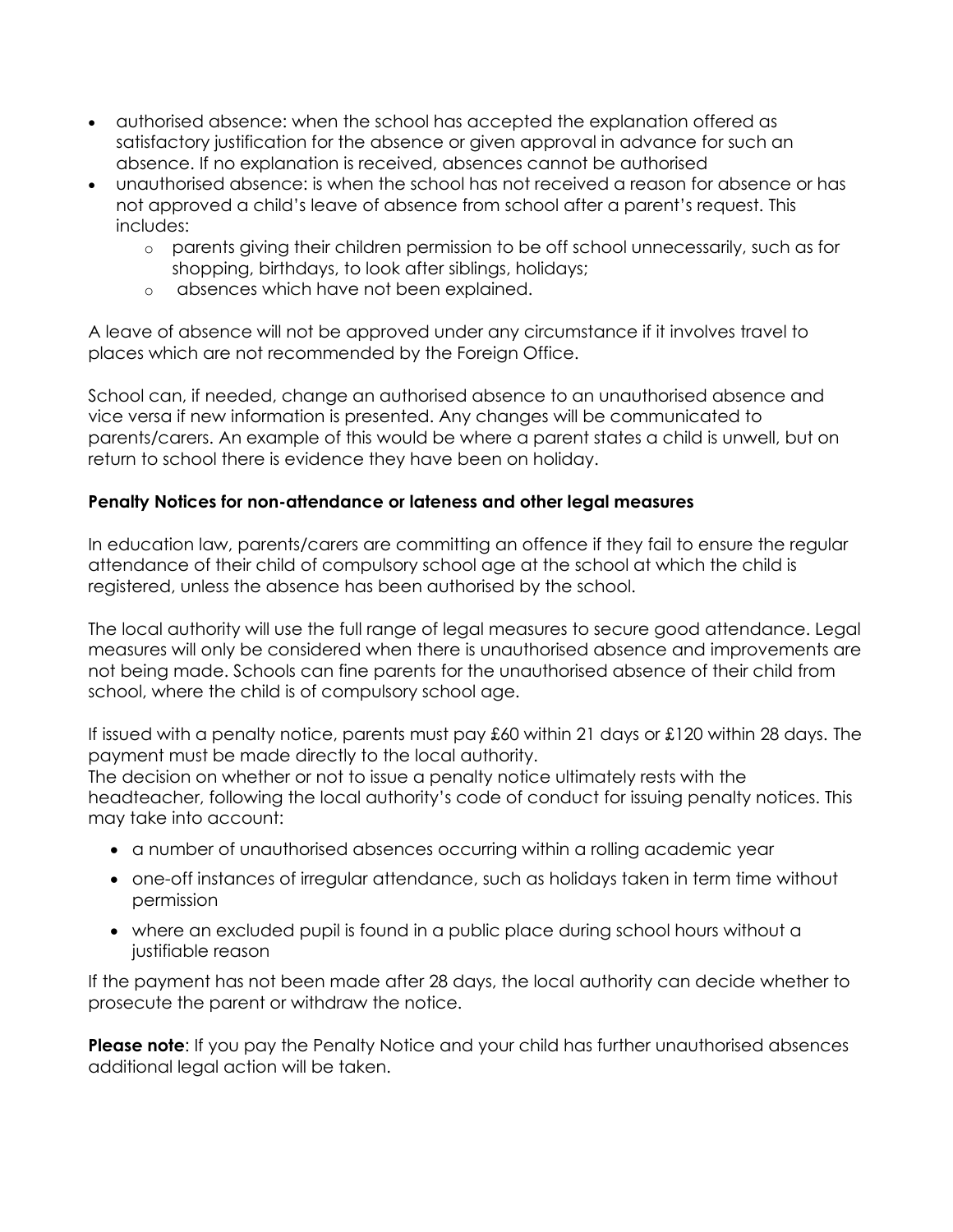- authorised absence: when the school has accepted the explanation offered as satisfactory justification for the absence or given approval in advance for such an absence. If no explanation is received, absences cannot be authorised
- unauthorised absence: is when the school has not received a reason for absence or has not approved a child's leave of absence from school after a parent's request. This includes:
  - parents giving their children permission to be off school unnecessarily, such as for shopping, birthdays, to look after siblings, holidays;
  - absences which have not been explained.

A leave of absence will not be approved under any circumstance if it involves travel to places which are not recommended by the Foreign Office.

School can, if needed, change an authorised absence to an unauthorised absence and vice versa if new information is presented. Any changes will be communicated to parents/carers. An example of this would be where a parent states a child is unwell, but on return to school there is evidence they have been on holiday.

**Penalty Notices for non-attendance or lateness and other legal measures**

In education law, parents/carers are committing an offence if they fail to ensure the regular attendance of their child of compulsory school age at the school at which the child is registered, unless the absence has been authorised by the school.

The local authority will use the full range of legal measures to secure good attendance. Legal measures will only be considered when there is unauthorised absence and improvements are not being made. Schools can fine parents for the unauthorised absence of their child from school, where the child is of compulsory school age.

If issued with a penalty notice, parents must pay £60 within 21 days or £120 within 28 days. The payment must be made directly to the local authority.
The decision on whether or not to issue a penalty notice ultimately rests with the headteacher, following the local authority's code of conduct for issuing penalty notices. This may take into account:

- a number of unauthorised absences occurring within a rolling academic year
- one-off instances of irregular attendance, such as holidays taken in term time without permission
- where an excluded pupil is found in a public place during school hours without a justifiable reason

If the payment has not been made after 28 days, the local authority can decide whether to prosecute the parent or withdraw the notice.

**Please note**: If you pay the Penalty Notice and your child has further unauthorised absences additional legal action will be taken.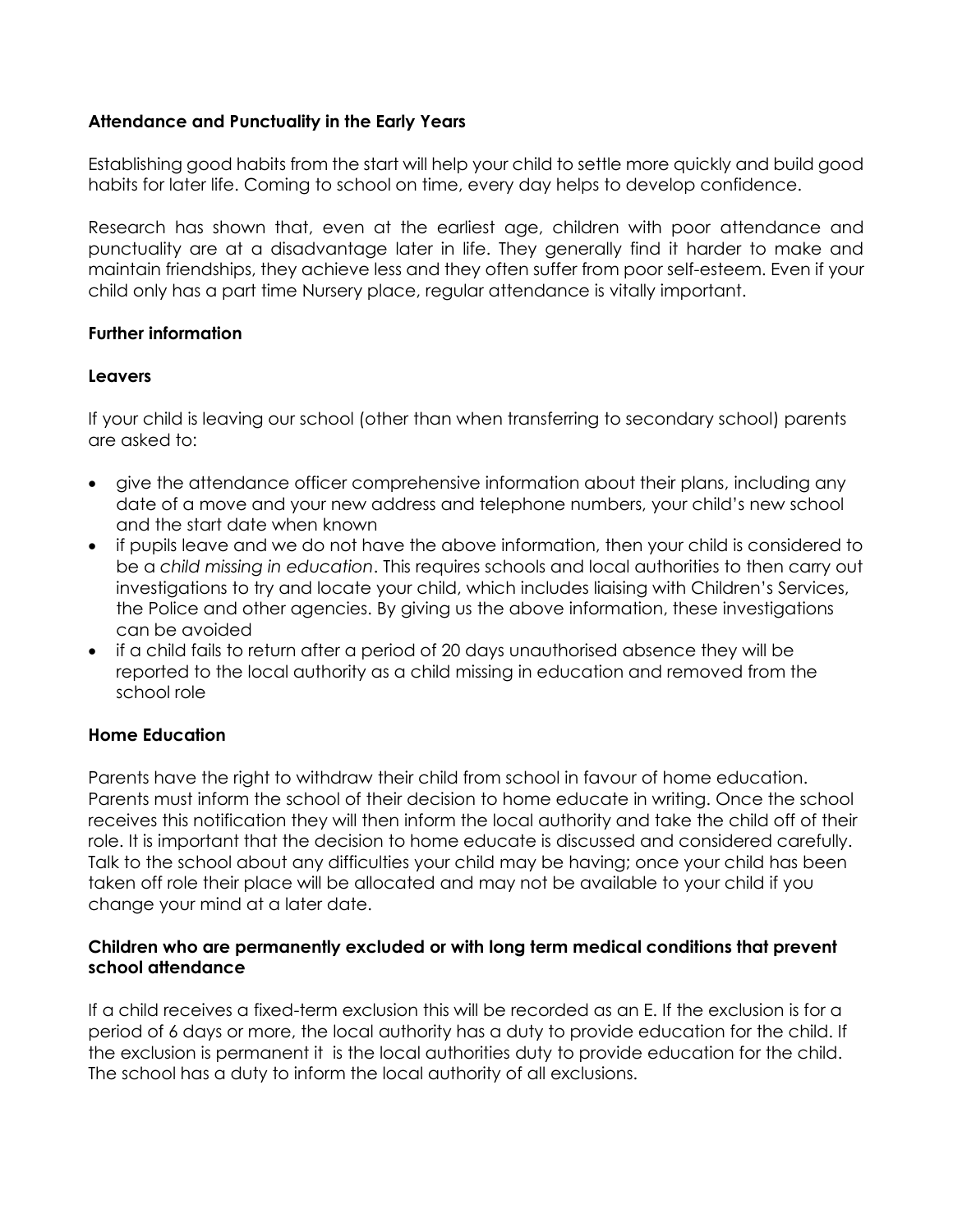**Attendance and Punctuality in the Early Years**

Establishing good habits from the start will help your child to settle more quickly and build good habits for later life. Coming to school on time, every day helps to develop confidence.

Research has shown that, even at the earliest age, children with poor attendance and punctuality are at a disadvantage later in life. They generally find it harder to make and maintain friendships, they achieve less and they often suffer from poor self-esteem. Even if your child only has a part time Nursery place, regular attendance is vitally important.

**Further information**

**Leavers**

If your child is leaving our school (other than when transferring to secondary school) parents are asked to:

- give the attendance officer comprehensive information about their plans, including any date of a move and your new address and telephone numbers, your child's new school and the start date when known
- if pupils leave and we do not have the above information, then your child is considered to be a *child missing in education*. This requires schools and local authorities to then carry out investigations to try and locate your child, which includes liaising with Children's Services, the Police and other agencies. By giving us the above information, these investigations can be avoided
- if a child fails to return after a period of 20 days unauthorised absence they will be reported to the local authority as a child missing in education and removed from the school role

**Home Education**

Parents have the right to withdraw their child from school in favour of home education. Parents must inform the school of their decision to home educate in writing. Once the school receives this notification they will then inform the local authority and take the child off of their role. It is important that the decision to home educate is discussed and considered carefully. Talk to the school about any difficulties your child may be having; once your child has been taken off role their place will be allocated and may not be available to your child if you change your mind at a later date.

**Children who are permanently excluded or with long term medical conditions that prevent school attendance**

If a child receives a fixed-term exclusion this will be recorded as an E. If the exclusion is for a period of 6 days or more, the local authority has a duty to provide education for the child. If the exclusion is permanent it is the local authorities duty to provide education for the child. The school has a duty to inform the local authority of all exclusions.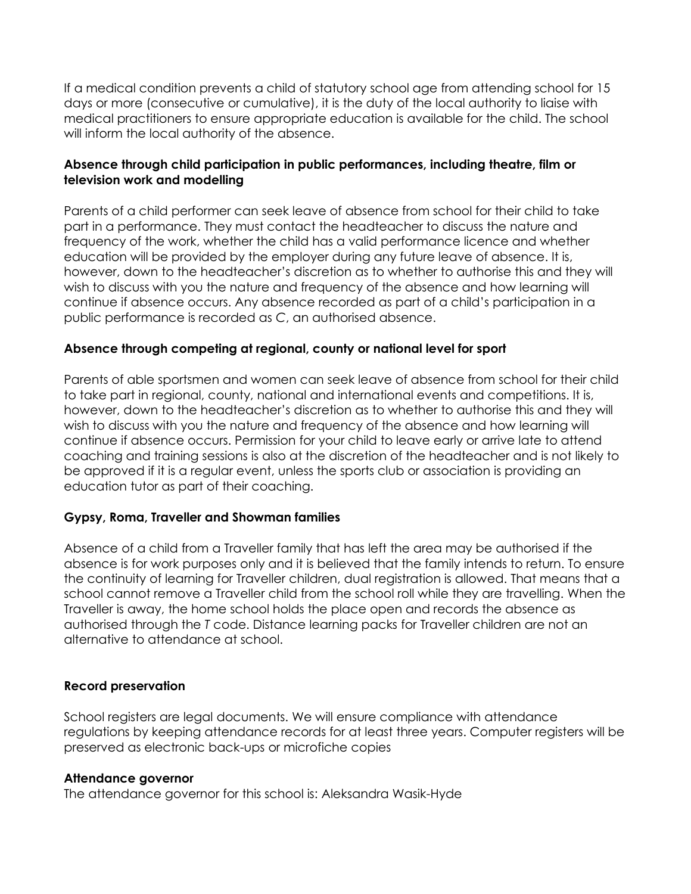If a medical condition prevents a child of statutory school age from attending school for 15 days or more (consecutive or cumulative), it is the duty of the local authority to liaise with medical practitioners to ensure appropriate education is available for the child. The school will inform the local authority of the absence.

**Absence through child participation in public performances, including theatre, film or television work and modelling**

Parents of a child performer can seek leave of absence from school for their child to take part in a performance. They must contact the headteacher to discuss the nature and frequency of the work, whether the child has a valid performance licence and whether education will be provided by the employer during any future leave of absence. It is, however, down to the headteacher's discretion as to whether to authorise this and they will wish to discuss with you the nature and frequency of the absence and how learning will continue if absence occurs. Any absence recorded as part of a child's participation in a public performance is recorded as *C*, an authorised absence.

**Absence through competing at regional, county or national level for sport**

Parents of able sportsmen and women can seek leave of absence from school for their child to take part in regional, county, national and international events and competitions. It is, however, down to the headteacher's discretion as to whether to authorise this and they will wish to discuss with you the nature and frequency of the absence and how learning will continue if absence occurs. Permission for your child to leave early or arrive late to attend coaching and training sessions is also at the discretion of the headteacher and is not likely to be approved if it is a regular event, unless the sports club or association is providing an education tutor as part of their coaching.

**Gypsy, Roma, Traveller and Showman families**

Absence of a child from a Traveller family that has left the area may be authorised if the absence is for work purposes only and it is believed that the family intends to return. To ensure the continuity of learning for Traveller children, dual registration is allowed. That means that a school cannot remove a Traveller child from the school roll while they are travelling. When the Traveller is away, the home school holds the place open and records the absence as authorised through the *T* code. Distance learning packs for Traveller children are not an alternative to attendance at school.

**Record preservation**

School registers are legal documents. We will ensure compliance with attendance regulations by keeping attendance records for at least three years. Computer registers will be preserved as electronic back-ups or microfiche copies

**Attendance governor**

The attendance governor for this school is: Aleksandra Wasik-Hyde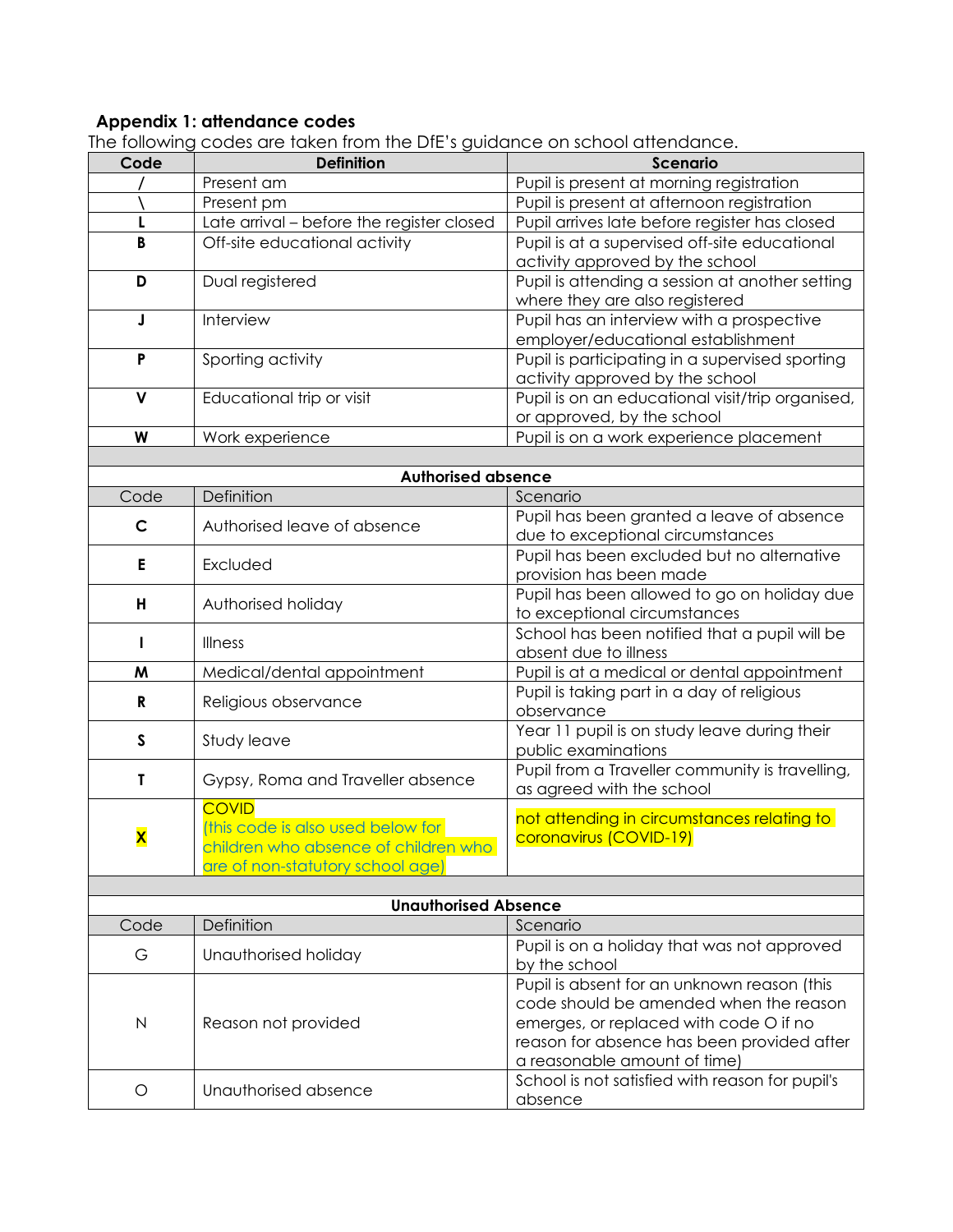### Appendix 1: attendance codes

The following codes are taken from the DfE's guidance on school attendance.

| Code | Definition | Scenario |
|---|---|---|
| **/** | Present am | Pupil is present at morning registration |
| **\** | Present pm | Pupil is present at afternoon registration |
| **L** | Late arrival – before the register closed | Pupil arrives late before register has closed |
| **B** | Off-site educational activity | Pupil is at a supervised off-site educational activity approved by the school |
| **D** | Dual registered | Pupil is attending a session at another setting where they are also registered |
| **J** | Interview | Pupil has an interview with a prospective employer/educational establishment |
| **P** | Sporting activity | Pupil is participating in a supervised sporting activity approved by the school |
| **V** | Educational trip or visit | Pupil is on an educational visit/trip organised, or approved, by the school |
| **W** | Work experience | Pupil is on a work experience placement |
| | | |
| | **Authorised absence** | |
| Code | Definition | Scenario |
| **C** | Authorised leave of absence | Pupil has been granted a leave of absence due to exceptional circumstances |
| **E** | Excluded | Pupil has been excluded but no alternative provision has been made |
| **H** | Authorised holiday | Pupil has been allowed to go on holiday due to exceptional circumstances |
| **I** | Illness | School has been notified that a pupil will be absent due to illness |
| **M** | Medical/dental appointment | Pupil is at a medical or dental appointment |
| **R** | Religious observance | Pupil is taking part in a day of religious observance |
| **S** | Study leave | Year 11 pupil is on study leave during their public examinations |
| **T** | Gypsy, Roma and Traveller absence | Pupil from a Traveller community is travelling, as agreed with the school |
| **X** | COVID (this code is also used below for children who absence of children who are of non-statutory school age) | not attending in circumstances relating to coronavirus (COVID-19) |
| | | |
| | **Unauthorised Absence** | |
| Code | Definition | Scenario |
| G | Unauthorised holiday | Pupil is on a holiday that was not approved by the school |
| N | Reason not provided | Pupil is absent for an unknown reason (this code should be amended when the reason emerges, or replaced with code O if no reason for absence has been provided after a reasonable amount of time) |
| O | Unauthorised absence | School is not satisfied with reason for pupil's absence |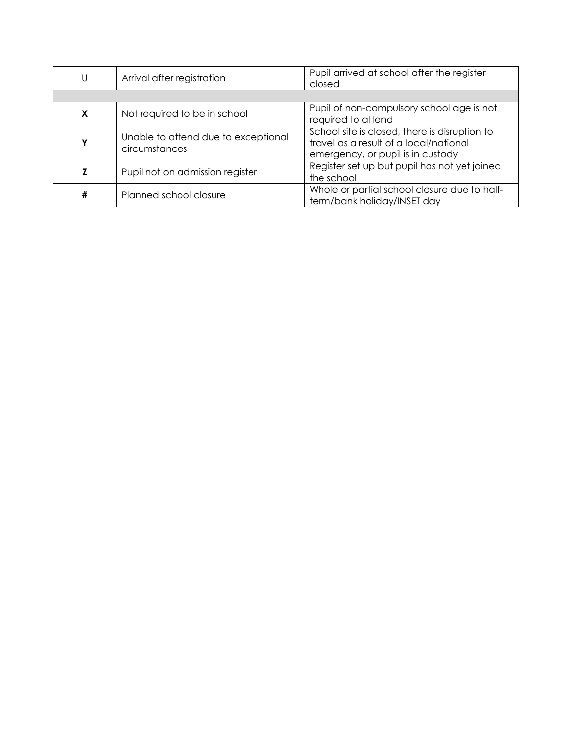| | | |
|---|---|---|
| U | Arrival after registration | Pupil arrived at school after the register closed |
| | | |
| **X** | Not required to be in school | Pupil of non-compulsory school age is not required to attend |
| **Y** | Unable to attend due to exceptional circumstances | School site is closed, there is disruption to travel as a result of a local/national emergency, or pupil is in custody |
| **Z** | Pupil not on admission register | Register set up but pupil has not yet joined the school |
| **#** | Planned school closure | Whole or partial school closure due to half-term/bank holiday/INSET day |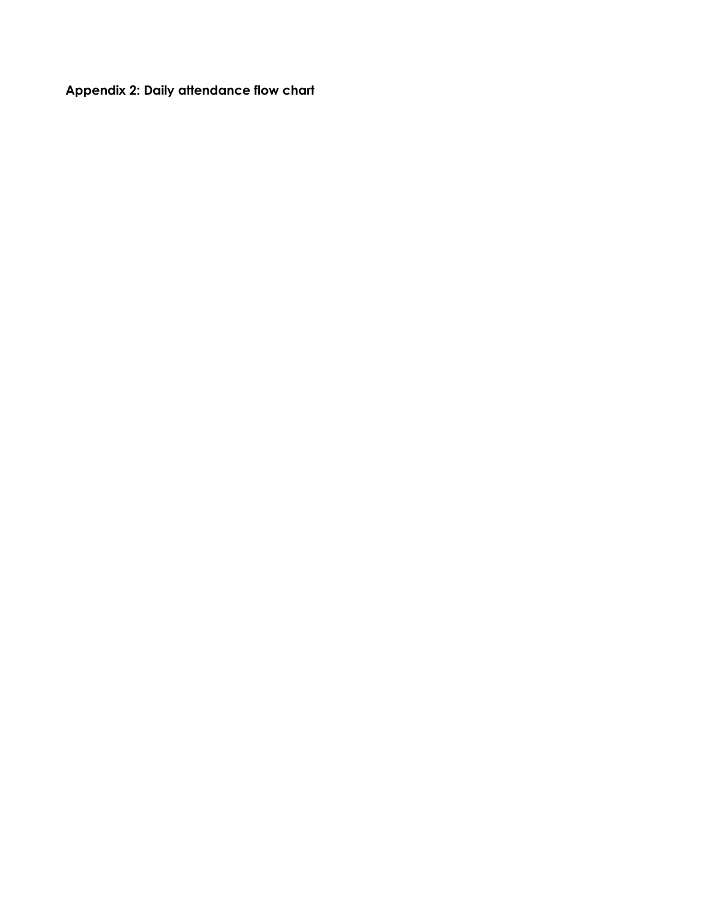**Appendix 2: Daily attendance flow chart**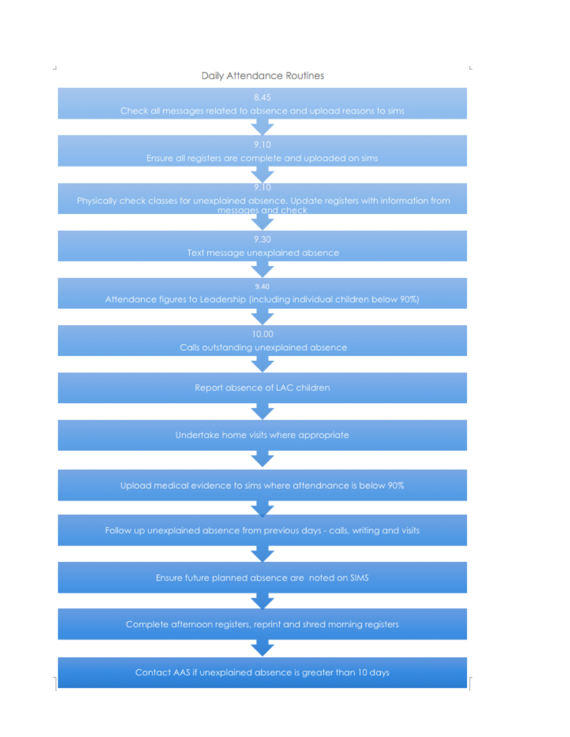## Daily Attendance Routines

1. **8.45** – Check all messages related to absence and upload reasons to sims
2. **9.10** – Ensure all registers are complete and uploaded on sims
3. **9.10** – Physically check classes for unexplained absence. Update registers with information from messages and check
4. **9.30** – Text message unexplained absence
5. **9.40** – Attendance figures to Leadership (including individual children below 90%)
6. **10.00** – Calls outstanding unexplained absence
7. Report absence of LAC children
8. Undertake home visits where appropriate
9. Upload medical evidence to sims where attendnance is below 90%
10. Follow up unexplained absence from previous days - calls, writing and visits
11. Ensure future planned absence are noted on SIMS
12. Complete afternoon registers, reprint and shred morning registers
13. Contact AAS if unexplained absence is greater than 10 days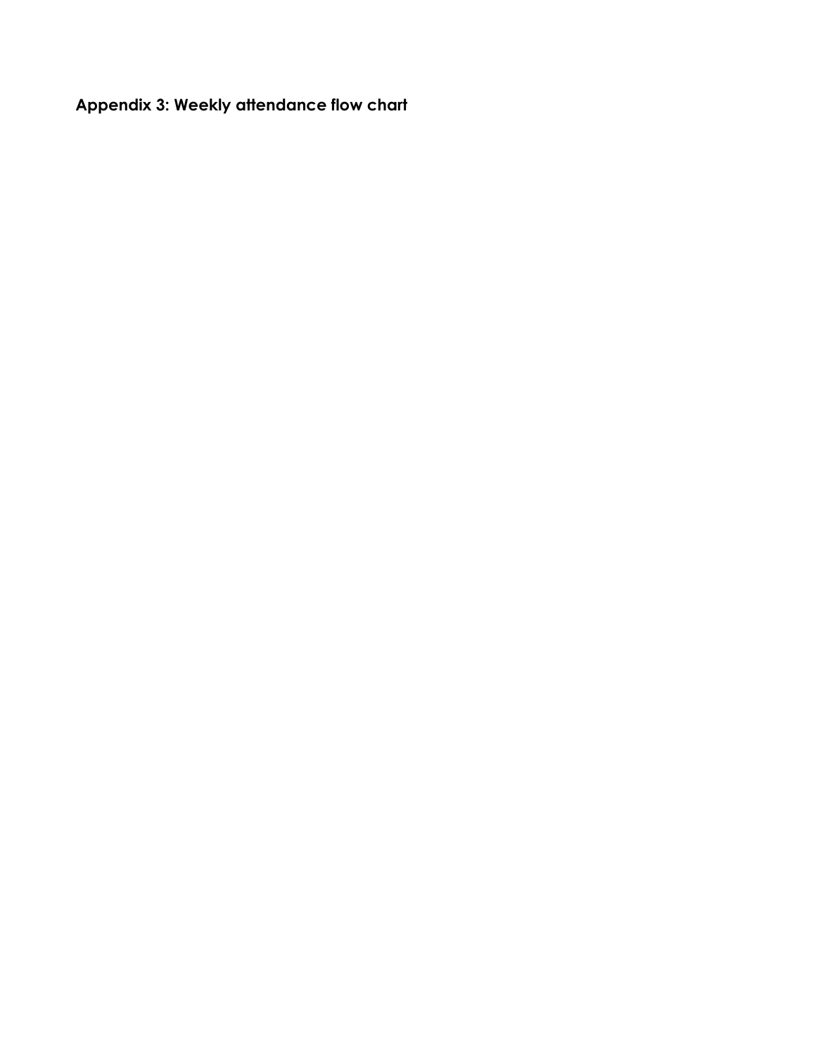## Appendix 3: Weekly attendance flow chart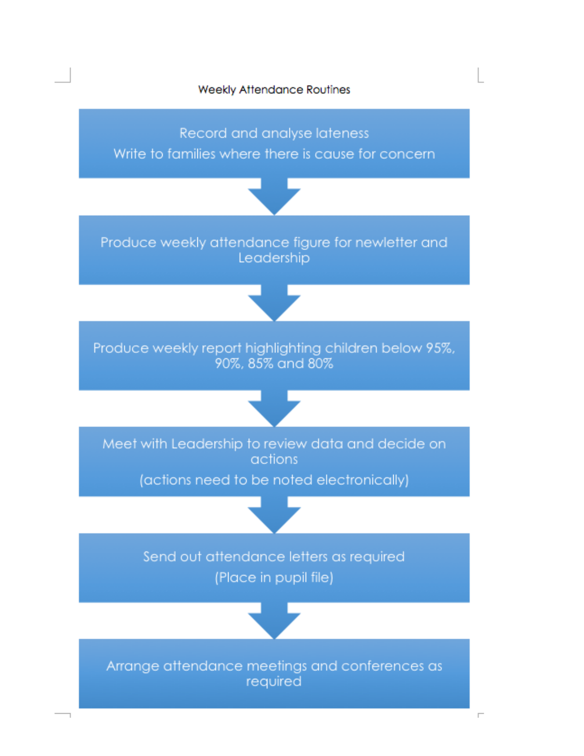## Weekly Attendance Routines

Record and analyse lateness
Write to families where there is cause for concern

↓

Produce weekly attendance figure for newletter and Leadership

↓

Produce weekly report highlighting children below 95%, 90%, 85% and 80%

↓

Meet with Leadership to review data and decide on actions
(actions need to be noted electronically)

↓

Send out attendance letters as required
(Place in pupil file)

↓

Arrange attendance meetings and conferences as required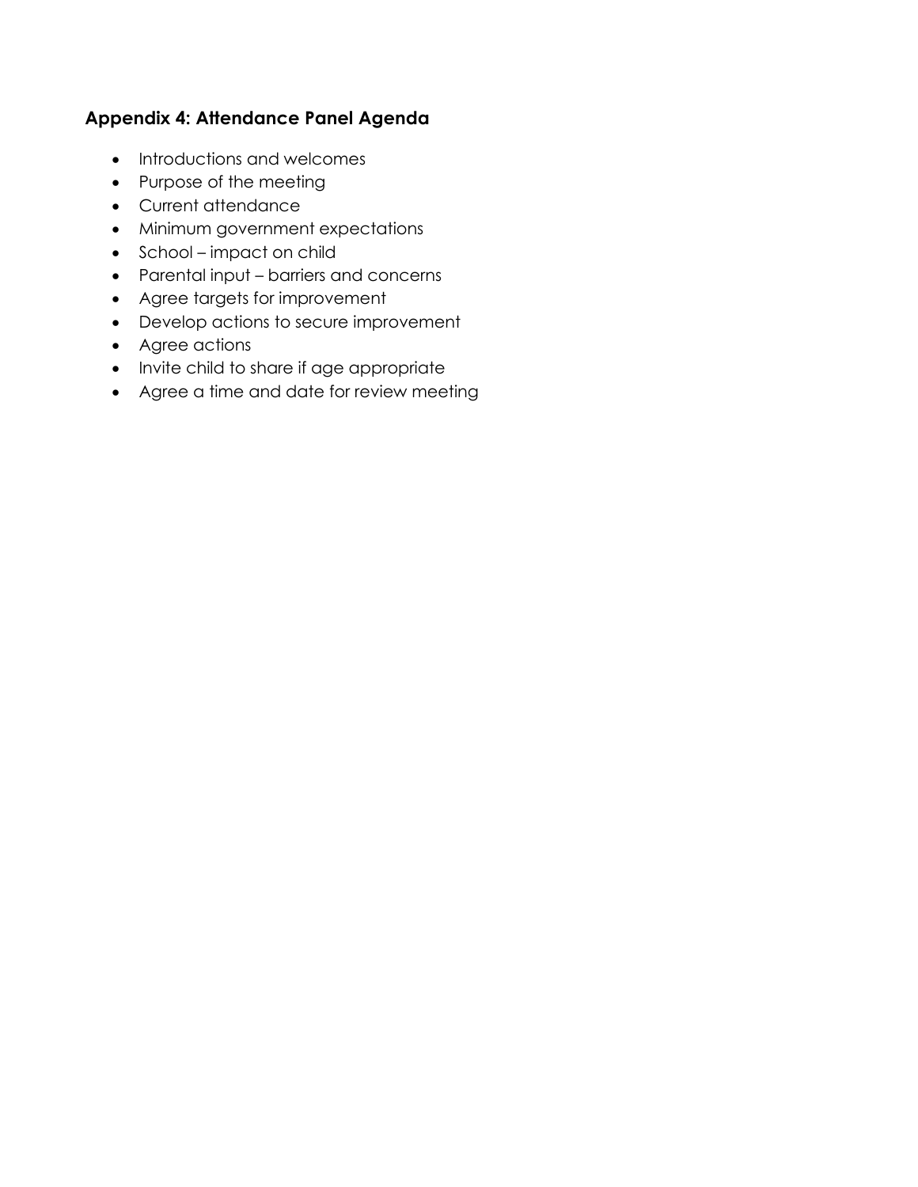## Appendix 4: Attendance Panel Agenda

- Introductions and welcomes
- Purpose of the meeting
- Current attendance
- Minimum government expectations
- School – impact on child
- Parental input – barriers and concerns
- Agree targets for improvement
- Develop actions to secure improvement
- Agree actions
- Invite child to share if age appropriate
- Agree a time and date for review meeting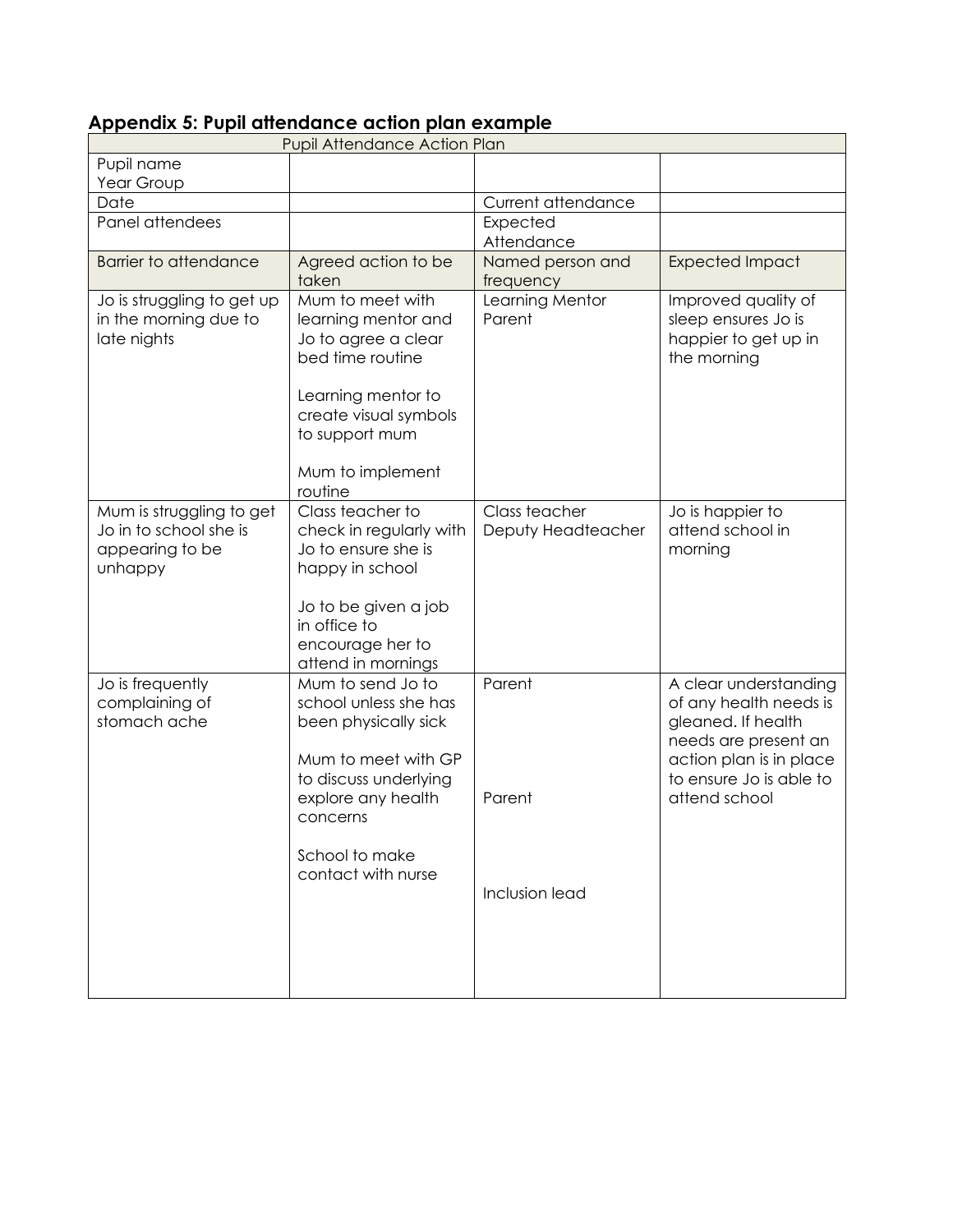## Appendix 5: Pupil attendance action plan example

| Pupil Attendance Action Plan | | | |
|---|---|---|---|
| Pupil name<br>Year Group | | | |
| Date | | Current attendance | |
| Panel attendees | | Expected Attendance | |
| Barrier to attendance | Agreed action to be taken | Named person and frequency | Expected Impact |
| Jo is struggling to get up in the morning due to late nights | Mum to meet with learning mentor and Jo to agree a clear bed time routine<br><br>Learning mentor to create visual symbols to support mum<br><br>Mum to implement routine | Learning Mentor<br>Parent | Improved quality of sleep ensures Jo is happier to get up in the morning |
| Mum is struggling to get Jo in to school she is appearing to be unhappy | Class teacher to check in regularly with Jo to ensure she is happy in school<br><br>Jo to be given a job in office to encourage her to attend in mornings | Class teacher<br>Deputy Headteacher | Jo is happier to attend school in morning |
| Jo is frequently complaining of stomach ache | Mum to send Jo to school unless she has been physically sick<br><br>Mum to meet with GP to discuss underlying explore any health concerns<br><br>School to make contact with nurse | Parent<br><br>Parent<br><br>Inclusion lead | A clear understanding of any health needs is gleaned. If health needs are present an action plan is in place to ensure Jo is able to attend school |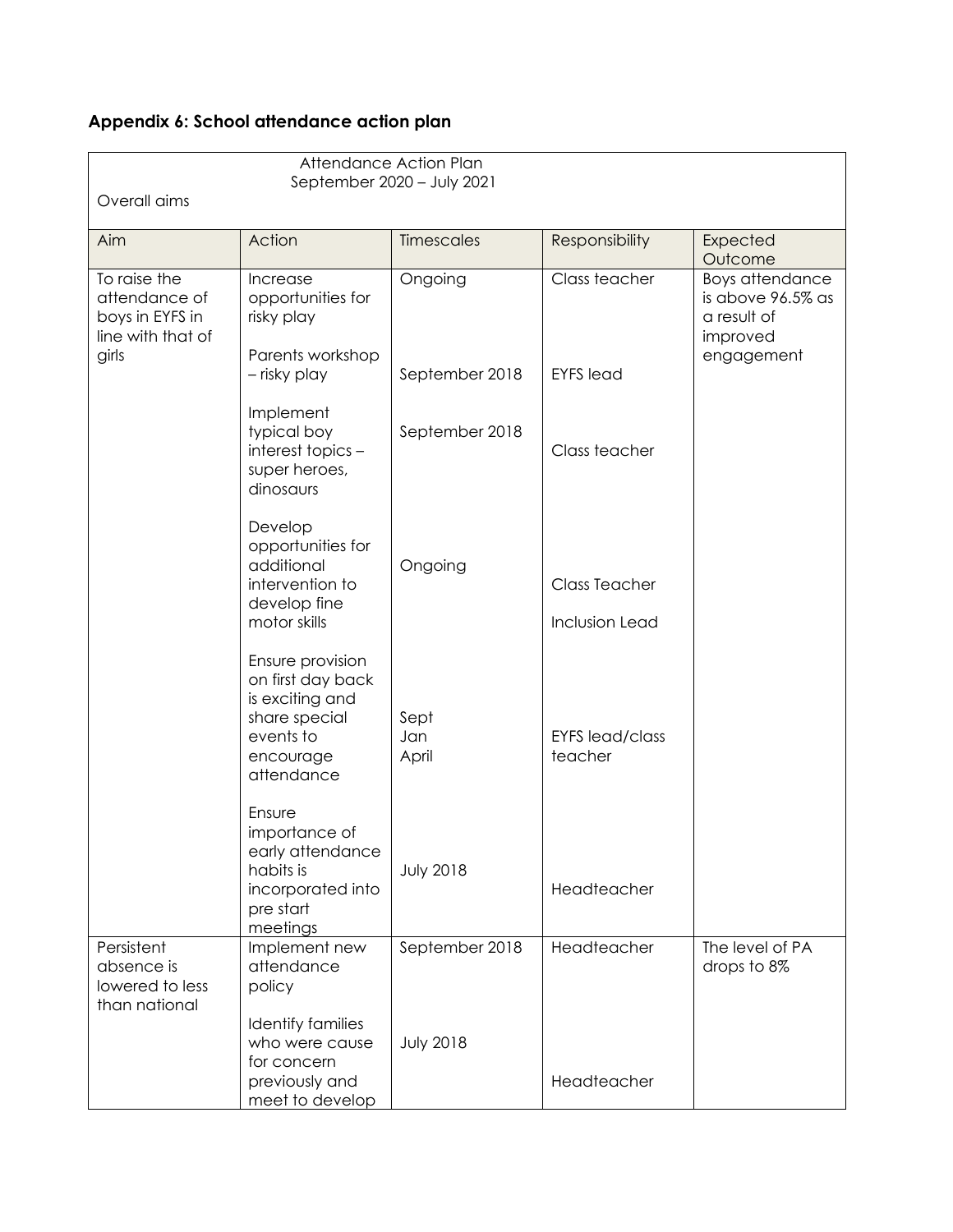## Appendix 6: School attendance action plan

| Attendance Action Plan<br>September 2020 – July 2021<br>Overall aims | | | | |
|---|---|---|---|---|
| Aim | Action | Timescales | Responsibility | Expected Outcome |
| To raise the attendance of boys in EYFS in line with that of girls | Increase opportunities for risky play | Ongoing | Class teacher | Boys attendance is above 96.5% as a result of improved engagement |
| | Parents workshop – risky play | September 2018 | EYFS lead | |
| | Implement typical boy interest topics – super heroes, dinosaurs | September 2018 | Class teacher | |
| | Develop opportunities for additional intervention to develop fine motor skills | Ongoing | Class Teacher<br>Inclusion Lead | |
| | Ensure provision on first day back is exciting and share special events to encourage attendance | Sept<br>Jan<br>April | EYFS lead/class teacher | |
| | Ensure importance of early attendance habits is incorporated into pre start meetings | July 2018 | Headteacher | |
| Persistent absence is lowered to less than national | Implement new attendance policy | September 2018 | Headteacher | The level of PA drops to 8% |
| | Identify families who were cause for concern previously and meet to develop | July 2018 | Headteacher | |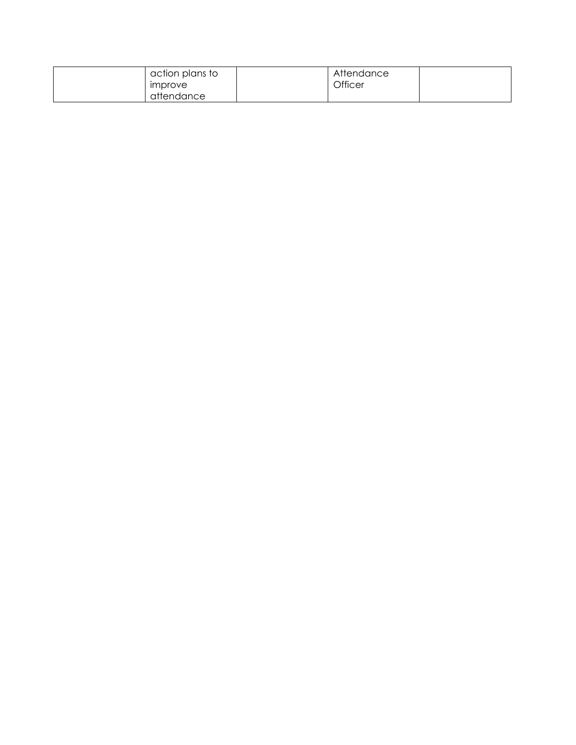| | | | | |
|---|---|---|---|---|
| | action plans to improve attendance | | Attendance Officer | |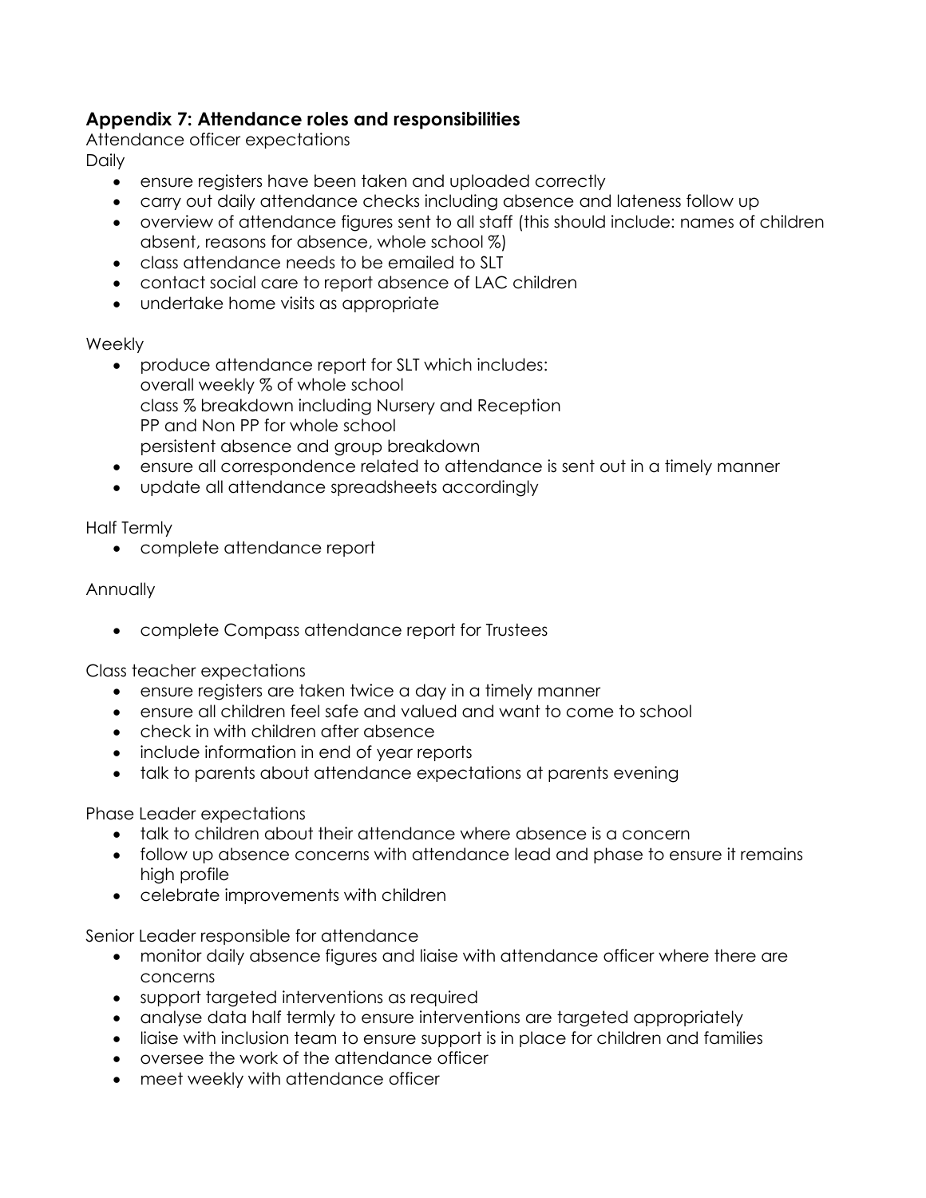## Appendix 7: Attendance roles and responsibilities

Attendance officer expectations

Daily

- ensure registers have been taken and uploaded correctly
- carry out daily attendance checks including absence and lateness follow up
- overview of attendance figures sent to all staff (this should include: names of children absent, reasons for absence, whole school %)
- class attendance needs to be emailed to SLT
- contact social care to report absence of LAC children
- undertake home visits as appropriate

Weekly

- produce attendance report for SLT which includes:
  overall weekly % of whole school
  class % breakdown including Nursery and Reception
  PP and Non PP for whole school
  persistent absence and group breakdown
- ensure all correspondence related to attendance is sent out in a timely manner
- update all attendance spreadsheets accordingly

Half Termly

- complete attendance report

Annually

- complete Compass attendance report for Trustees

Class teacher expectations

- ensure registers are taken twice a day in a timely manner
- ensure all children feel safe and valued and want to come to school
- check in with children after absence
- include information in end of year reports
- talk to parents about attendance expectations at parents evening

Phase Leader expectations

- talk to children about their attendance where absence is a concern
- follow up absence concerns with attendance lead and phase to ensure it remains high profile
- celebrate improvements with children

Senior Leader responsible for attendance

- monitor daily absence figures and liaise with attendance officer where there are concerns
- support targeted interventions as required
- analyse data half termly to ensure interventions are targeted appropriately
- liaise with inclusion team to ensure support is in place for children and families
- oversee the work of the attendance officer
- meet weekly with attendance officer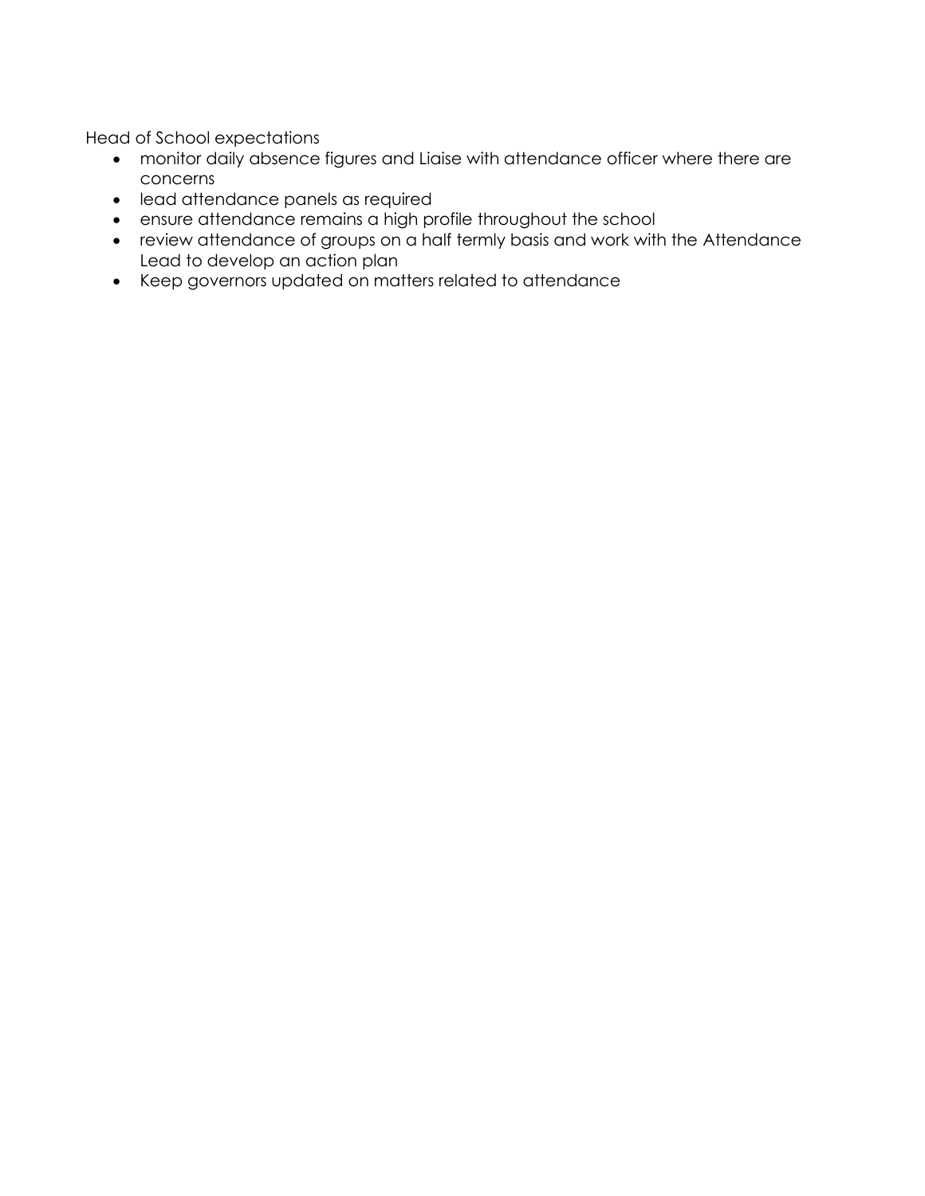Head of School expectations

- monitor daily absence figures and Liaise with attendance officer where there are concerns
- lead attendance panels as required
- ensure attendance remains a high profile throughout the school
- review attendance of groups on a half termly basis and work with the Attendance Lead to develop an action plan
- Keep governors updated on matters related to attendance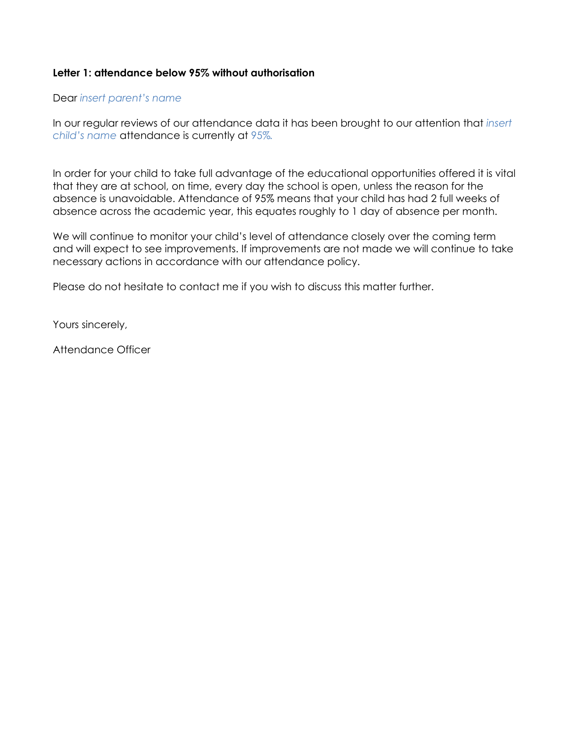**Letter 1: attendance below 95% without authorisation**

Dear *insert parent's name*

In our regular reviews of our attendance data it has been brought to our attention that *insert child's name* attendance is currently at *95%.*

In order for your child to take full advantage of the educational opportunities offered it is vital that they are at school, on time, every day the school is open, unless the reason for the absence is unavoidable. Attendance of 95% means that your child has had 2 full weeks of absence across the academic year, this equates roughly to 1 day of absence per month.

We will continue to monitor your child's level of attendance closely over the coming term and will expect to see improvements. If improvements are not made we will continue to take necessary actions in accordance with our attendance policy.

Please do not hesitate to contact me if you wish to discuss this matter further.

Yours sincerely,

Attendance Officer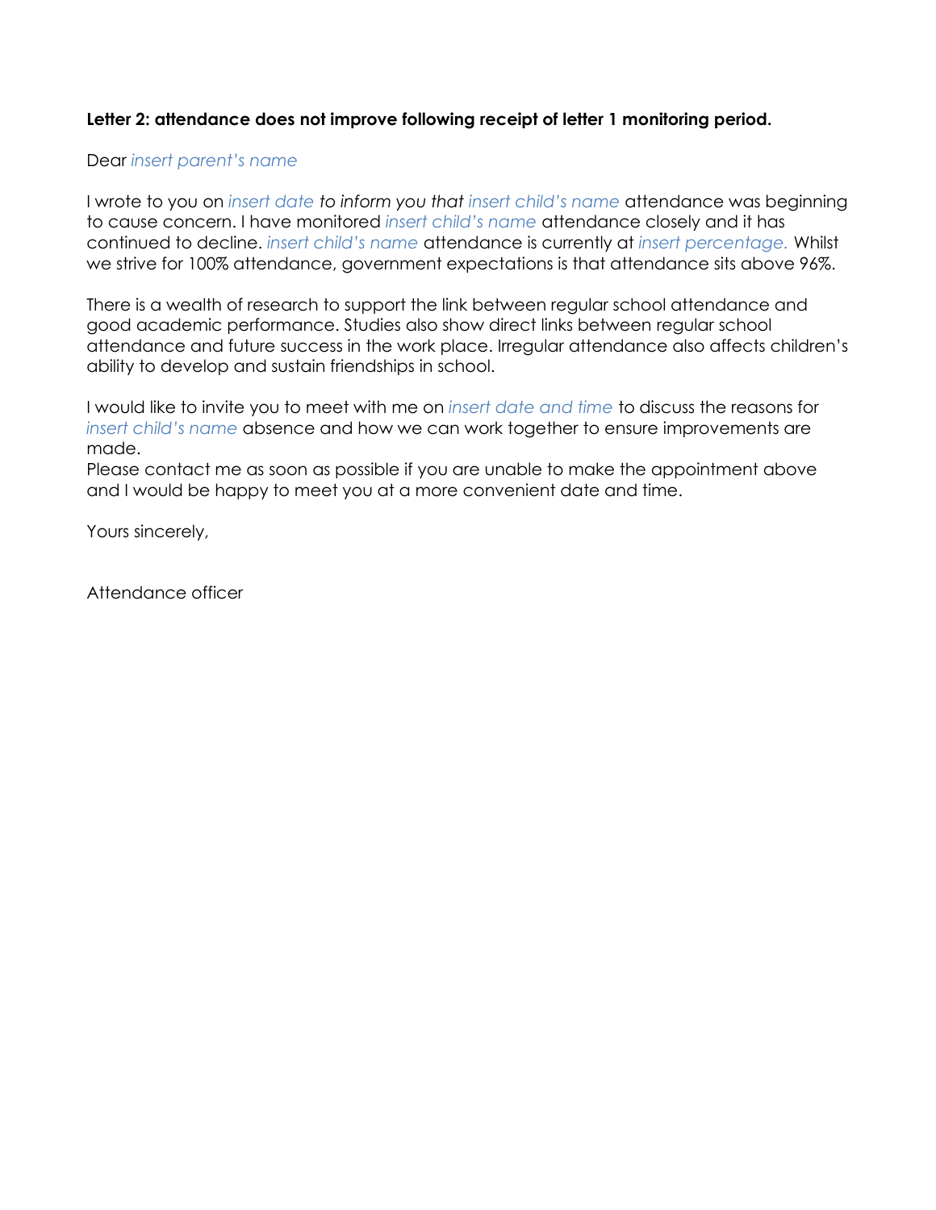**Letter 2: attendance does not improve following receipt of letter 1 monitoring period.**

Dear *insert parent's name*

I wrote to you on *insert date to inform you that insert child's name* attendance was beginning to cause concern. I have monitored *insert child's name* attendance closely and it has continued to decline. *insert child's name* attendance is currently at *insert percentage.* Whilst we strive for 100% attendance, government expectations is that attendance sits above 96%.

There is a wealth of research to support the link between regular school attendance and good academic performance. Studies also show direct links between regular school attendance and future success in the work place. Irregular attendance also affects children's ability to develop and sustain friendships in school.

I would like to invite you to meet with me on *insert date and time* to discuss the reasons for *insert child's name* absence and how we can work together to ensure improvements are made.
Please contact me as soon as possible if you are unable to make the appointment above and I would be happy to meet you at a more convenient date and time.

Yours sincerely,

Attendance officer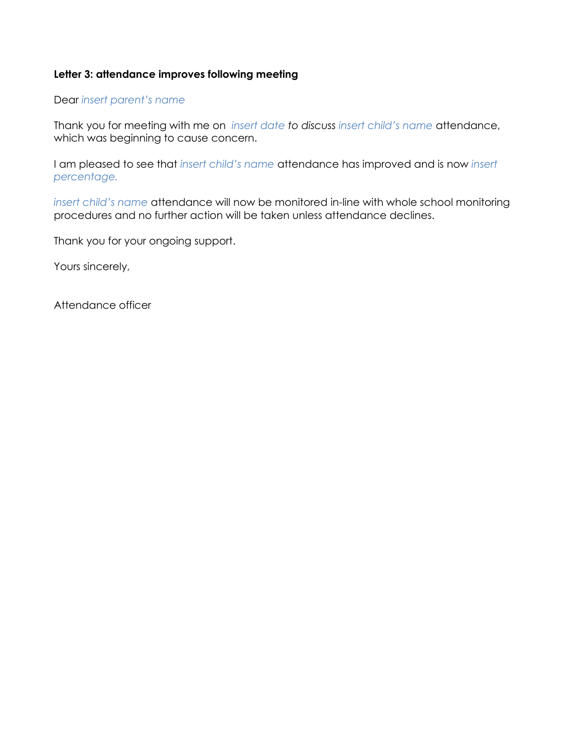**Letter 3: attendance improves following meeting**

Dear *insert parent's name*

Thank you for meeting with me on *insert date to discuss insert child's name* attendance, which was beginning to cause concern.

I am pleased to see that *insert child's name* attendance has improved and is now *insert percentage.*

*insert child's name* attendance will now be monitored in-line with whole school monitoring procedures and no further action will be taken unless attendance declines.

Thank you for your ongoing support.

Yours sincerely,

Attendance officer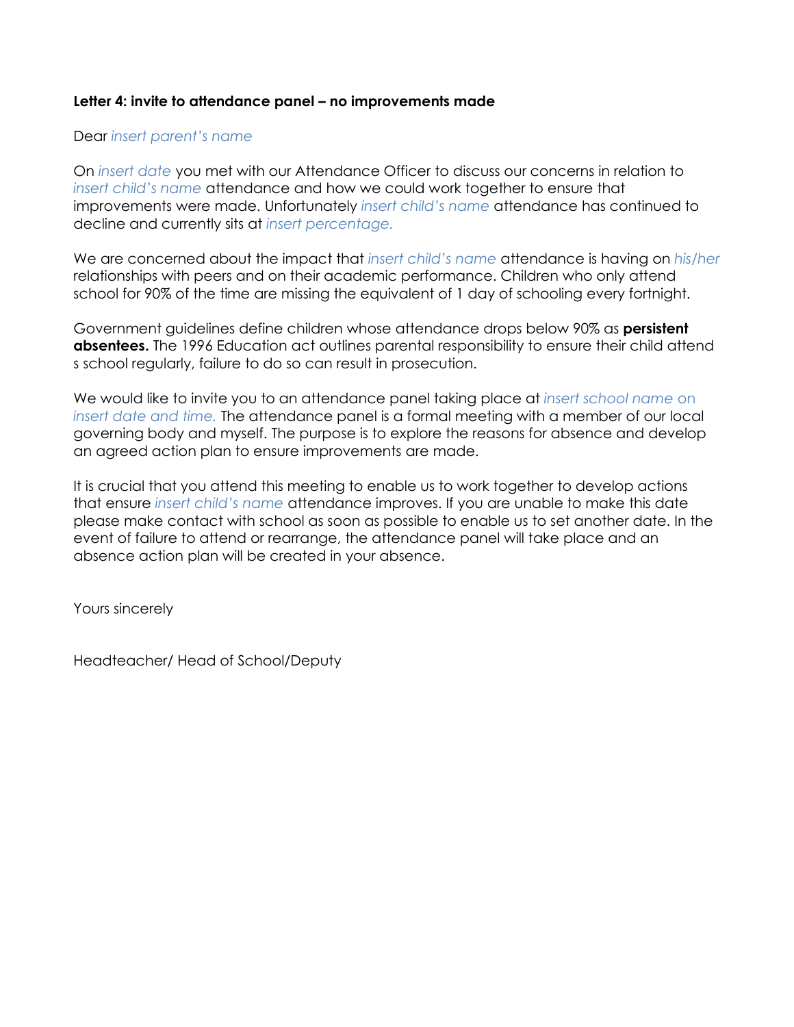**Letter 4: invite to attendance panel – no improvements made**

Dear *insert parent's name*

On *insert date* you met with our Attendance Officer to discuss our concerns in relation to *insert child's name* attendance and how we could work together to ensure that improvements were made. Unfortunately *insert child's name* attendance has continued to decline and currently sits at *insert percentage.*

We are concerned about the impact that *insert child's name* attendance is having on *his/her* relationships with peers and on their academic performance. Children who only attend school for 90% of the time are missing the equivalent of 1 day of schooling every fortnight.

Government guidelines define children whose attendance drops below 90% as **persistent absentees.** The 1996 Education act outlines parental responsibility to ensure their child attend s school regularly, failure to do so can result in prosecution.

We would like to invite you to an attendance panel taking place at *insert school name on insert date and time.* The attendance panel is a formal meeting with a member of our local governing body and myself. The purpose is to explore the reasons for absence and develop an agreed action plan to ensure improvements are made.

It is crucial that you attend this meeting to enable us to work together to develop actions that ensure *insert child's name* attendance improves. If you are unable to make this date please make contact with school as soon as possible to enable us to set another date. In the event of failure to attend or rearrange, the attendance panel will take place and an absence action plan will be created in your absence.

Yours sincerely

Headteacher/ Head of School/Deputy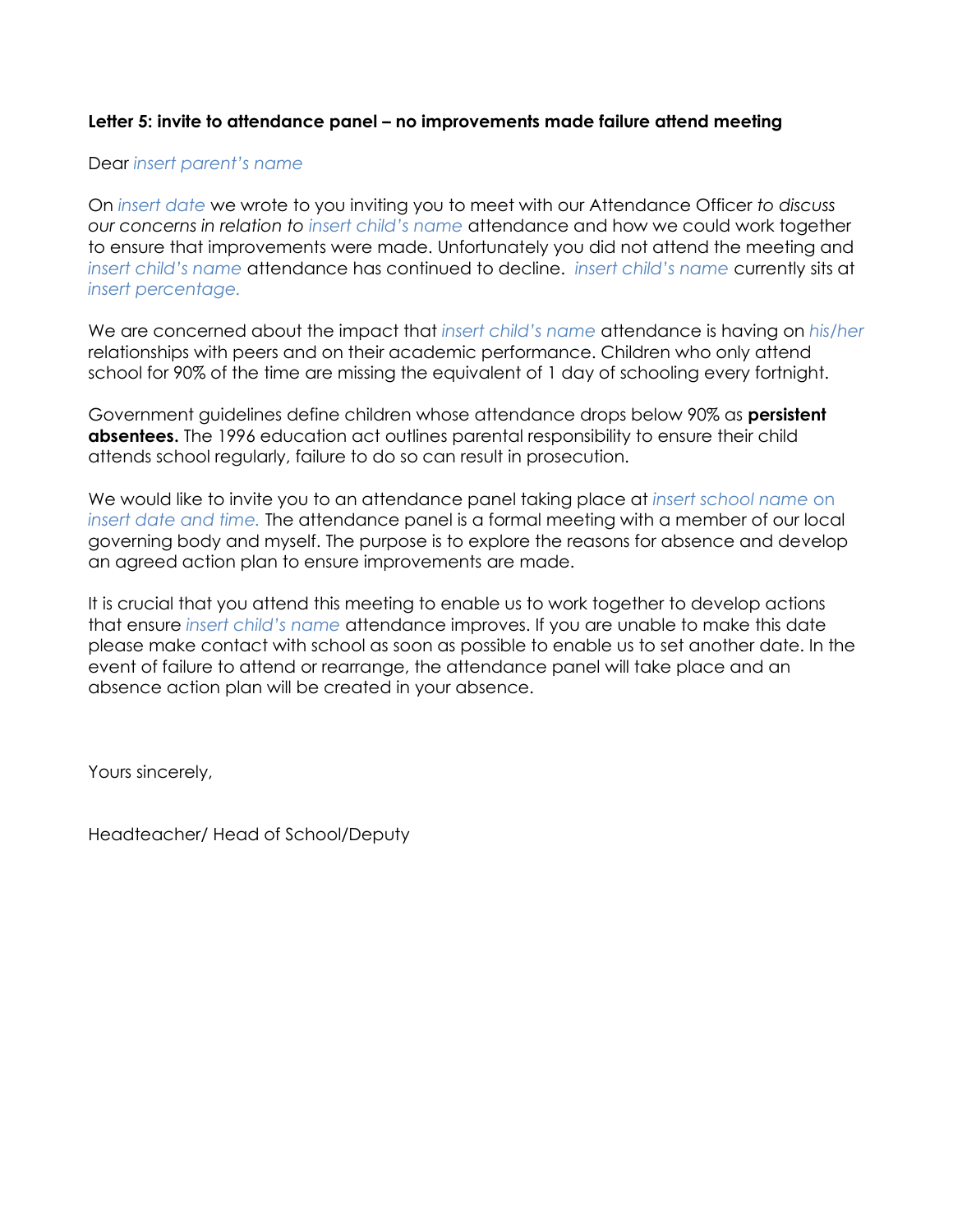**Letter 5: invite to attendance panel – no improvements made failure attend meeting**

Dear *insert parent's name*

On *insert date* we wrote to you inviting you to meet with our Attendance Officer *to discuss our concerns in relation to insert child's name* attendance and how we could work together to ensure that improvements were made. Unfortunately you did not attend the meeting and *insert child's name* attendance has continued to decline. *insert child's name* currently sits at *insert percentage.*

We are concerned about the impact that *insert child's name* attendance is having on *his/her* relationships with peers and on their academic performance. Children who only attend school for 90% of the time are missing the equivalent of 1 day of schooling every fortnight.

Government guidelines define children whose attendance drops below 90% as **persistent absentees.** The 1996 education act outlines parental responsibility to ensure their child attends school regularly, failure to do so can result in prosecution.

We would like to invite you to an attendance panel taking place at *insert school name on insert date and time.* The attendance panel is a formal meeting with a member of our local governing body and myself. The purpose is to explore the reasons for absence and develop an agreed action plan to ensure improvements are made.

It is crucial that you attend this meeting to enable us to work together to develop actions that ensure *insert child's name* attendance improves. If you are unable to make this date please make contact with school as soon as possible to enable us to set another date. In the event of failure to attend or rearrange, the attendance panel will take place and an absence action plan will be created in your absence.

Yours sincerely,

Headteacher/ Head of School/Deputy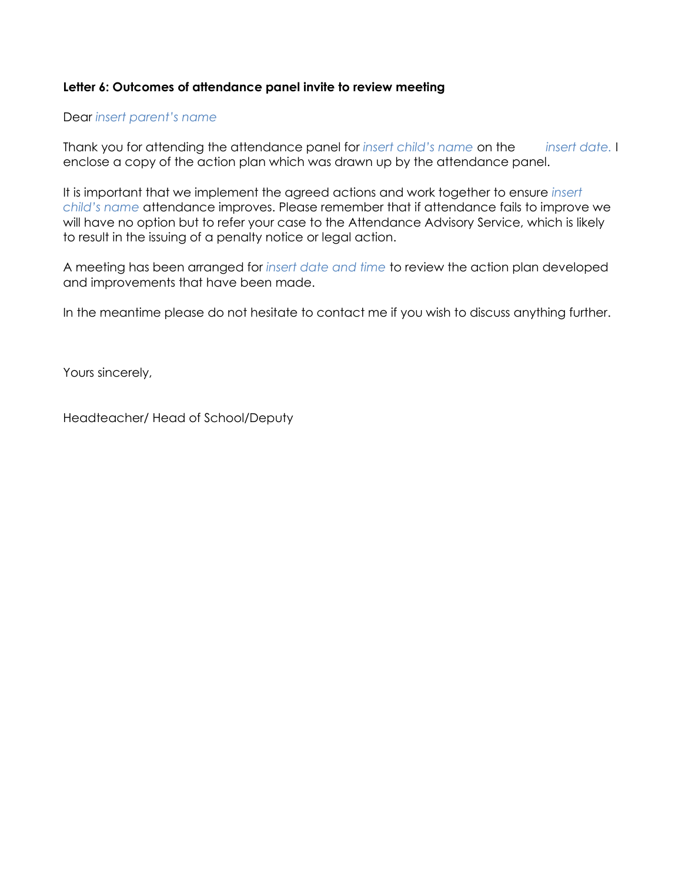**Letter 6: Outcomes of attendance panel invite to review meeting**

Dear *insert parent's name*

Thank you for attending the attendance panel for *insert child's name* on the *insert date.* I enclose a copy of the action plan which was drawn up by the attendance panel.

It is important that we implement the agreed actions and work together to ensure *insert child's name* attendance improves. Please remember that if attendance fails to improve we will have no option but to refer your case to the Attendance Advisory Service, which is likely to result in the issuing of a penalty notice or legal action.

A meeting has been arranged for *insert date and time* to review the action plan developed and improvements that have been made.

In the meantime please do not hesitate to contact me if you wish to discuss anything further.

Yours sincerely,

Headteacher/ Head of School/Deputy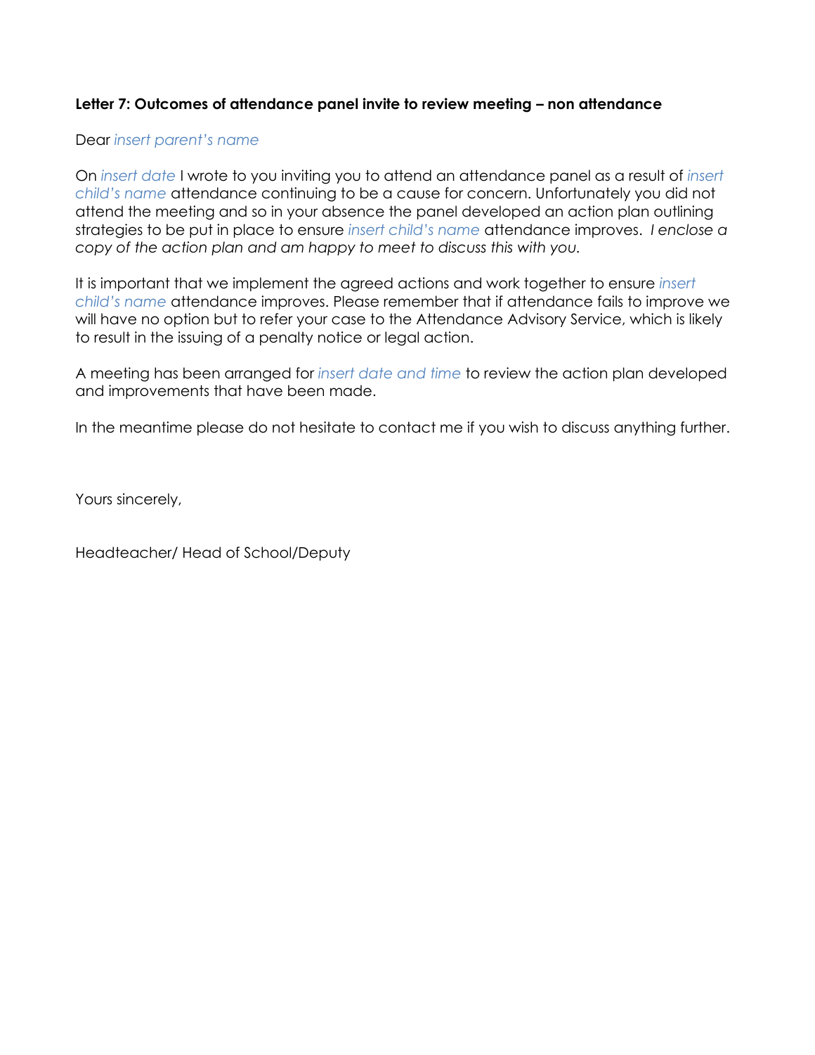**Letter 7: Outcomes of attendance panel invite to review meeting – non attendance**

Dear *insert parent's name*

On *insert date* I wrote to you inviting you to attend an attendance panel as a result of *insert child's name* attendance continuing to be a cause for concern. Unfortunately you did not attend the meeting and so in your absence the panel developed an action plan outlining strategies to be put in place to ensure *insert child's name* attendance improves. *I enclose a copy of the action plan and am happy to meet to discuss this with you.*

It is important that we implement the agreed actions and work together to ensure *insert child's name* attendance improves. Please remember that if attendance fails to improve we will have no option but to refer your case to the Attendance Advisory Service, which is likely to result in the issuing of a penalty notice or legal action.

A meeting has been arranged for *insert date and time* to review the action plan developed and improvements that have been made.

In the meantime please do not hesitate to contact me if you wish to discuss anything further.

Yours sincerely,

Headteacher/ Head of School/Deputy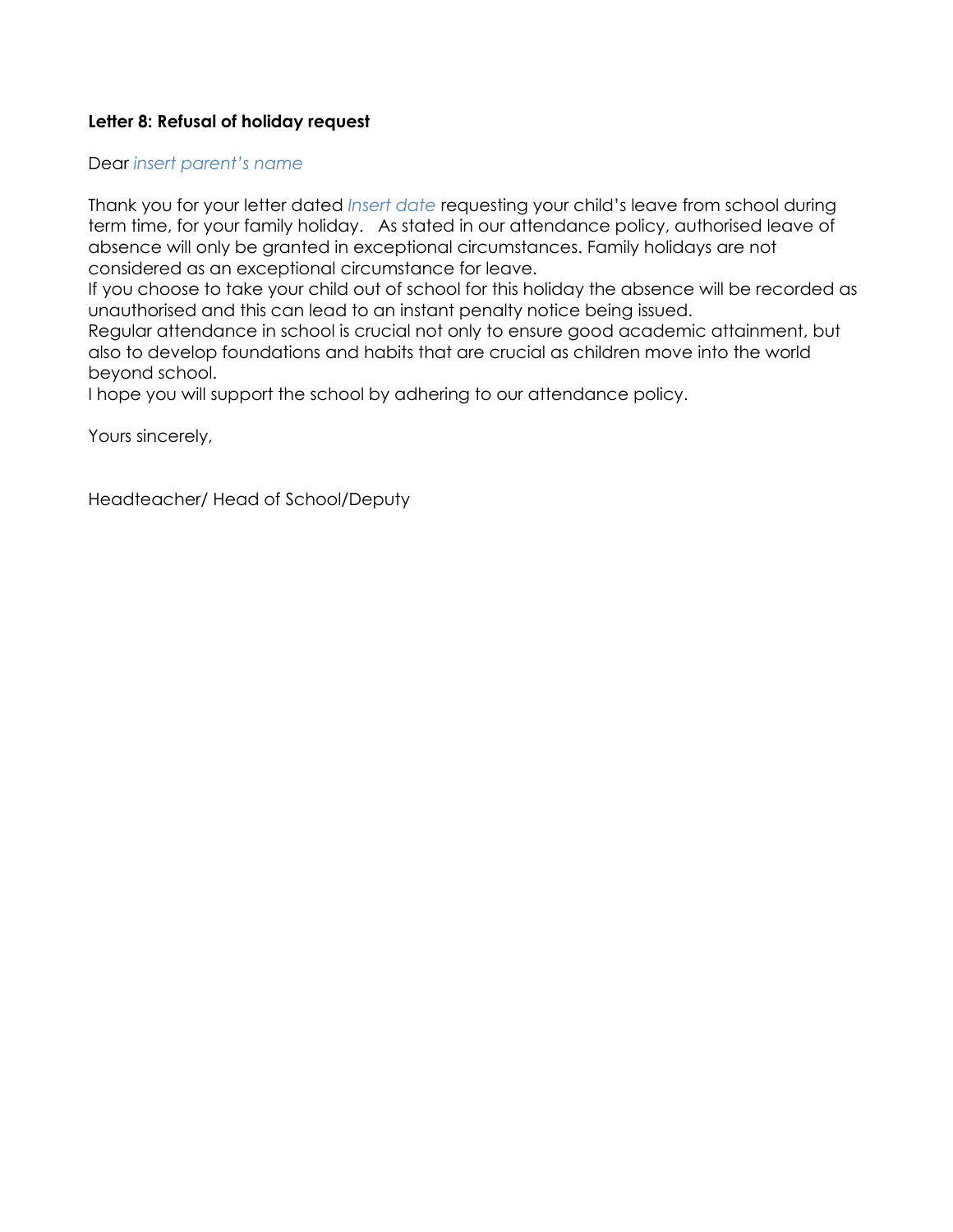**Letter 8: Refusal of holiday request**

Dear *insert parent's name*

Thank you for your letter dated *Insert date* requesting your child's leave from school during term time, for your family holiday. As stated in our attendance policy, authorised leave of absence will only be granted in exceptional circumstances. Family holidays are not considered as an exceptional circumstance for leave.

If you choose to take your child out of school for this holiday the absence will be recorded as unauthorised and this can lead to an instant penalty notice being issued.

Regular attendance in school is crucial not only to ensure good academic attainment, but also to develop foundations and habits that are crucial as children move into the world beyond school.

I hope you will support the school by adhering to our attendance policy.

Yours sincerely,

Headteacher/ Head of School/Deputy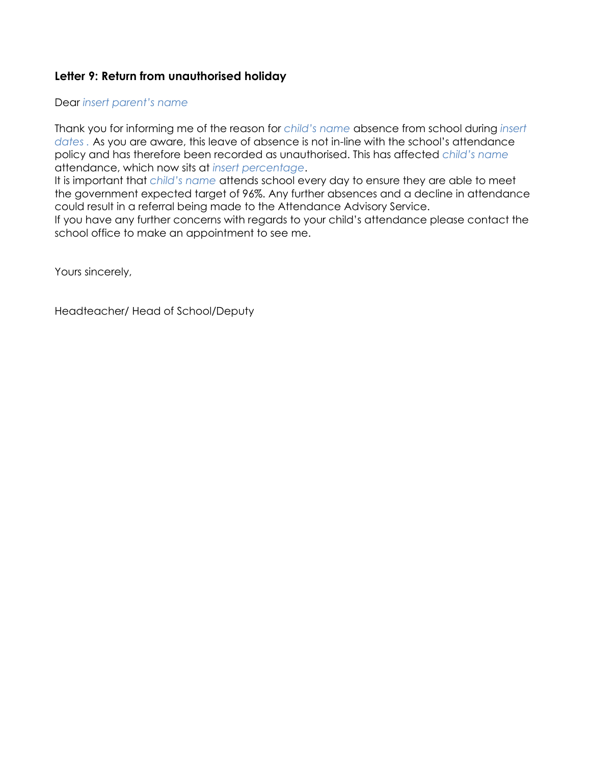### Letter 9: Return from unauthorised holiday

Dear *insert parent's name*

Thank you for informing me of the reason for *child's name* absence from school during *insert dates .* As you are aware, this leave of absence is not in-line with the school's attendance policy and has therefore been recorded as unauthorised. This has affected *child's name* attendance, which now sits at *insert percentage*.
It is important that *child's name* attends school every day to ensure they are able to meet the government expected target of 96%. Any further absences and a decline in attendance could result in a referral being made to the Attendance Advisory Service.
If you have any further concerns with regards to your child's attendance please contact the school office to make an appointment to see me.

Yours sincerely,

Headteacher/ Head of School/Deputy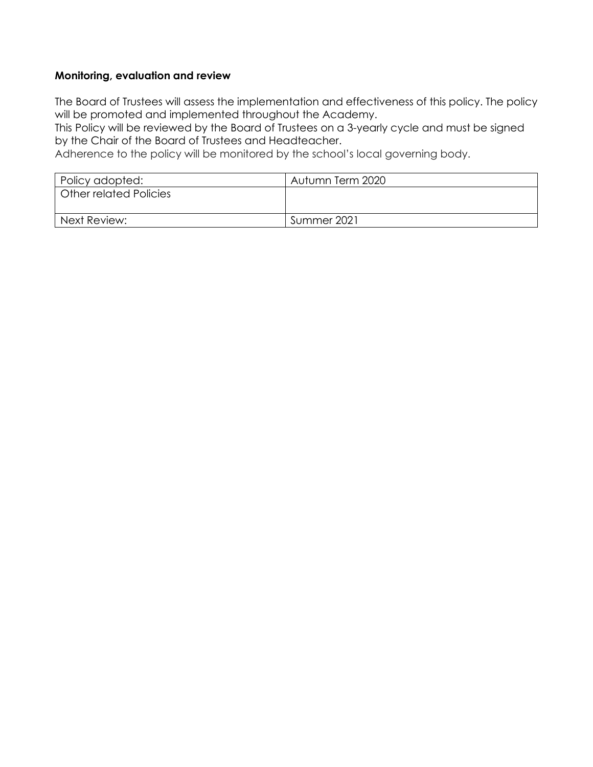**Monitoring, evaluation and review**

The Board of Trustees will assess the implementation and effectiveness of this policy. The policy will be promoted and implemented throughout the Academy.
This Policy will be reviewed by the Board of Trustees on a 3-yearly cycle and must be signed by the Chair of the Board of Trustees and Headteacher.
Adherence to the policy will be monitored by the school's local governing body.

| | |
|---|---|
| Policy adopted: | Autumn Term 2020 |
| Other related Policies | |
| Next Review: | Summer 2021 |